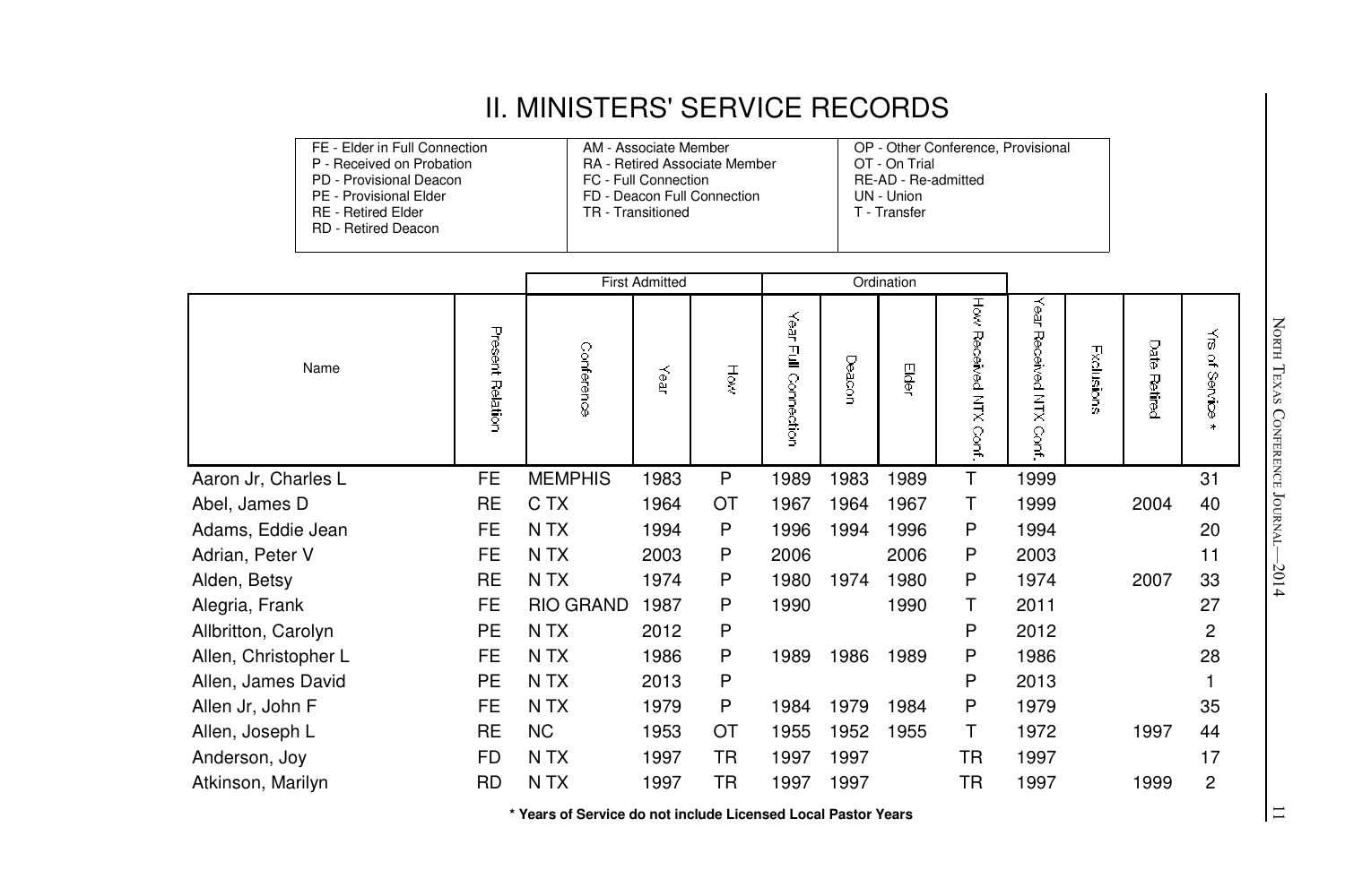# II. MINISTERS' SERVICE RECORDS

| | | |
|---|---|---|
| FE - Elder in Full Connection | AM - Associate Member | OP - Other Conference, Provisional |
| P - Received on Probation | RA - Retired Associate Member | OT - On Trial |
| PD - Provisional Deacon | FC - Full Connection | RE-AD - Re-admitted |
| PE - Provisional Elder | FD - Deacon Full Connection | UN - Union |
| RE - Retired Elder | TR - Transitioned | T - Transfer |
| RD - Retired Deacon | | |

| | | First Admitted | | | Ordination | | | | | | | |
|---|---|---|---|---|---|---|---|---|---|---|---|---|
| Name | Present Relation | Conference | Year | How | Year Full Connection | Deacon | Elder | How Received NTX Conf. | Year Received NTX Conf. | Exclusions | Date Retired | Yrs of Service * |
| Aaron Jr, Charles L | FE | MEMPHIS | 1983 | P | 1989 | 1983 | 1989 | T | 1999 | | | 31 |
| Abel, James D | RE | C TX | 1964 | OT | 1967 | 1964 | 1967 | T | 1999 | | 2004 | 40 |
| Adams, Eddie Jean | FE | N TX | 1994 | P | 1996 | 1994 | 1996 | P | 1994 | | | 20 |
| Adrian, Peter V | FE | N TX | 2003 | P | 2006 | | 2006 | P | 2003 | | | 11 |
| Alden, Betsy | RE | N TX | 1974 | P | 1980 | 1974 | 1980 | P | 1974 | | 2007 | 33 |
| Alegria, Frank | FE | RIO GRAND | 1987 | P | 1990 | | 1990 | T | 2011 | | | 27 |
| Allbritton, Carolyn | PE | N TX | 2012 | P | | | | P | 2012 | | | 2 |
| Allen, Christopher L | FE | N TX | 1986 | P | 1989 | 1986 | 1989 | P | 1986 | | | 28 |
| Allen, James David | PE | N TX | 2013 | P | | | | P | 2013 | | | 1 |
| Allen Jr, John F | FE | N TX | 1979 | P | 1984 | 1979 | 1984 | P | 1979 | | | 35 |
| Allen, Joseph L | RE | NC | 1953 | OT | 1955 | 1952 | 1955 | T | 1972 | | 1997 | 44 |
| Anderson, Joy | FD | N TX | 1997 | TR | 1997 | 1997 | | TR | 1997 | | | 17 |
| Atkinson, Marilyn | RD | N TX | 1997 | TR | 1997 | 1997 | | TR | 1997 | | 1999 | 2 |

**\* Years of Service do not include Licensed Local Pastor Years**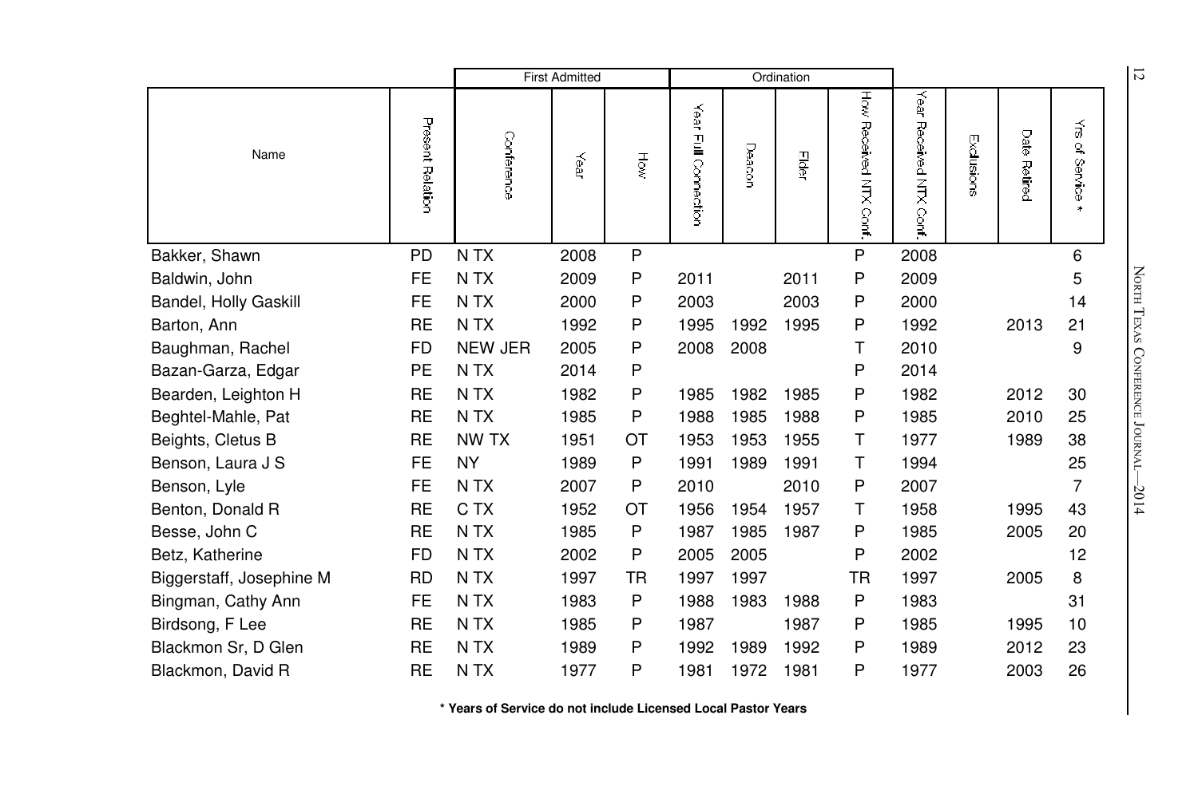| Name | Present Relation | First Admitted | | | Ordination | | | | Year Received NTX Conf. | Exclusions | Date Retired | Yrs of Service * |
|---|---|---|---|---|---|---|---|---|---|---|---|---|
| | | Conference | Year | How | Year Full Connection | Deacon | Elder | How Received NTX Conf. | | | | |
| Bakker, Shawn | PD | N TX | 2008 | P | | | | P | 2008 | | | 6 |
| Baldwin, John | FE | N TX | 2009 | P | 2011 | | 2011 | P | 2009 | | | 5 |
| Bandel, Holly Gaskill | FE | N TX | 2000 | P | 2003 | | 2003 | P | 2000 | | | 14 |
| Barton, Ann | RE | N TX | 1992 | P | 1995 | 1992 | 1995 | P | 1992 | | 2013 | 21 |
| Baughman, Rachel | FD | NEW JER | 2005 | P | 2008 | 2008 | | T | 2010 | | | 9 |
| Bazan-Garza, Edgar | PE | N TX | 2014 | P | | | | P | 2014 | | | |
| Bearden, Leighton H | RE | N TX | 1982 | P | 1985 | 1982 | 1985 | P | 1982 | | 2012 | 30 |
| Beghtel-Mahle, Pat | RE | N TX | 1985 | P | 1988 | 1985 | 1988 | P | 1985 | | 2010 | 25 |
| Beights, Cletus B | RE | NW TX | 1951 | OT | 1953 | 1953 | 1955 | T | 1977 | | 1989 | 38 |
| Benson, Laura J S | FE | NY | 1989 | P | 1991 | 1989 | 1991 | T | 1994 | | | 25 |
| Benson, Lyle | FE | N TX | 2007 | P | 2010 | | 2010 | P | 2007 | | | 7 |
| Benton, Donald R | RE | C TX | 1952 | OT | 1956 | 1954 | 1957 | T | 1958 | | 1995 | 43 |
| Besse, John C | RE | N TX | 1985 | P | 1987 | 1985 | 1987 | P | 1985 | | 2005 | 20 |
| Betz, Katherine | FD | N TX | 2002 | P | 2005 | 2005 | | P | 2002 | | | 12 |
| Biggerstaff, Josephine M | RD | N TX | 1997 | TR | 1997 | 1997 | | TR | 1997 | | 2005 | 8 |
| Bingman, Cathy Ann | FE | N TX | 1983 | P | 1988 | 1983 | 1988 | P | 1983 | | | 31 |
| Birdsong, F Lee | RE | N TX | 1985 | P | 1987 | | 1987 | P | 1985 | | 1995 | 10 |
| Blackmon Sr, D Glen | RE | N TX | 1989 | P | 1992 | 1989 | 1992 | P | 1989 | | 2012 | 23 |
| Blackmon, David R | RE | N TX | 1977 | P | 1981 | 1972 | 1981 | P | 1977 | | 2003 | 26 |

**\* Years of Service do not include Licensed Local Pastor Years**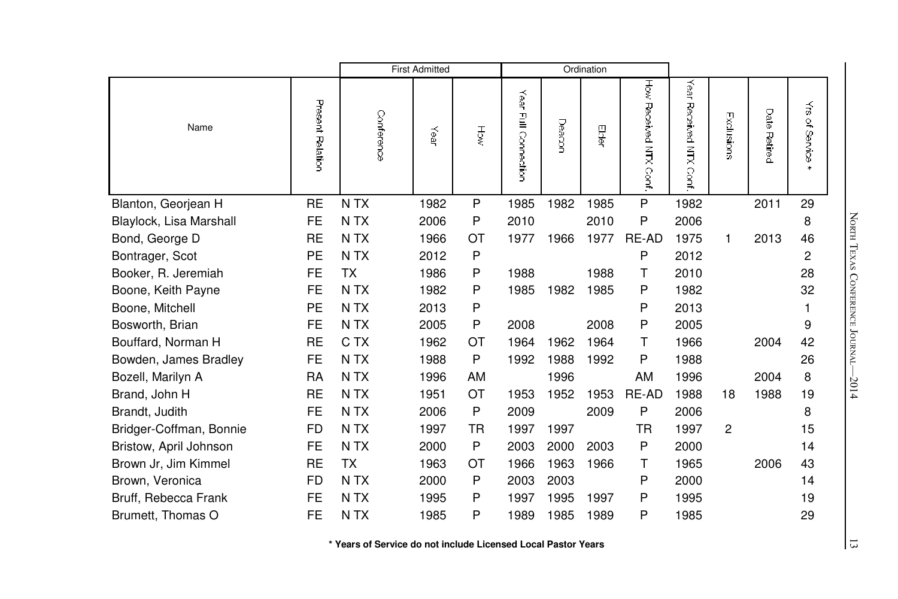| Name | Present Relation | First Admitted | | | Ordination | | | | | | | |
|---|---|---|---|---|---|---|---|---|---|---|---|---|
| | | Conference | Year | How | Year Full Connection | Deacon | Elder | How Received NTX Conf. | Year Received NTX Conf. | Exclusions | Date Retired | Yrs of Service * |
| Blanton, Georjean H | RE | N TX | 1982 | P | 1985 | 1982 | 1985 | P | 1982 | | 2011 | 29 |
| Blaylock, Lisa Marshall | FE | N TX | 2006 | P | 2010 | | 2010 | P | 2006 | | | 8 |
| Bond, George D | RE | N TX | 1966 | OT | 1977 | 1966 | 1977 | RE-AD | 1975 | 1 | 2013 | 46 |
| Bontrager, Scot | PE | N TX | 2012 | P | | | | P | 2012 | | | 2 |
| Booker, R. Jeremiah | FE | TX | 1986 | P | 1988 | | 1988 | T | 2010 | | | 28 |
| Boone, Keith Payne | FE | N TX | 1982 | P | 1985 | 1982 | 1985 | P | 1982 | | | 32 |
| Boone, Mitchell | PE | N TX | 2013 | P | | | | P | 2013 | | | 1 |
| Bosworth, Brian | FE | N TX | 2005 | P | 2008 | | 2008 | P | 2005 | | | 9 |
| Bouffard, Norman H | RE | C TX | 1962 | OT | 1964 | 1962 | 1964 | T | 1966 | | 2004 | 42 |
| Bowden, James Bradley | FE | N TX | 1988 | P | 1992 | 1988 | 1992 | P | 1988 | | | 26 |
| Bozell, Marilyn A | RA | N TX | 1996 | AM | | 1996 | | AM | 1996 | | 2004 | 8 |
| Brand, John H | RE | N TX | 1951 | OT | 1953 | 1952 | 1953 | RE-AD | 1988 | 18 | 1988 | 19 |
| Brandt, Judith | FE | N TX | 2006 | P | 2009 | | 2009 | P | 2006 | | | 8 |
| Bridger-Coffman, Bonnie | FD | N TX | 1997 | TR | 1997 | 1997 | | TR | 1997 | 2 | | 15 |
| Bristow, April Johnson | FE | N TX | 2000 | P | 2003 | 2000 | 2003 | P | 2000 | | | 14 |
| Brown Jr, Jim Kimmel | RE | TX | 1963 | OT | 1966 | 1963 | 1966 | T | 1965 | | 2006 | 43 |
| Brown, Veronica | FD | N TX | 2000 | P | 2003 | 2003 | | P | 2000 | | | 14 |
| Bruff, Rebecca Frank | FE | N TX | 1995 | P | 1997 | 1995 | 1997 | P | 1995 | | | 19 |
| Brumett, Thomas O | FE | N TX | 1985 | P | 1989 | 1985 | 1989 | P | 1985 | | | 29 |

**\* Years of Service do not include Licensed Local Pastor Years**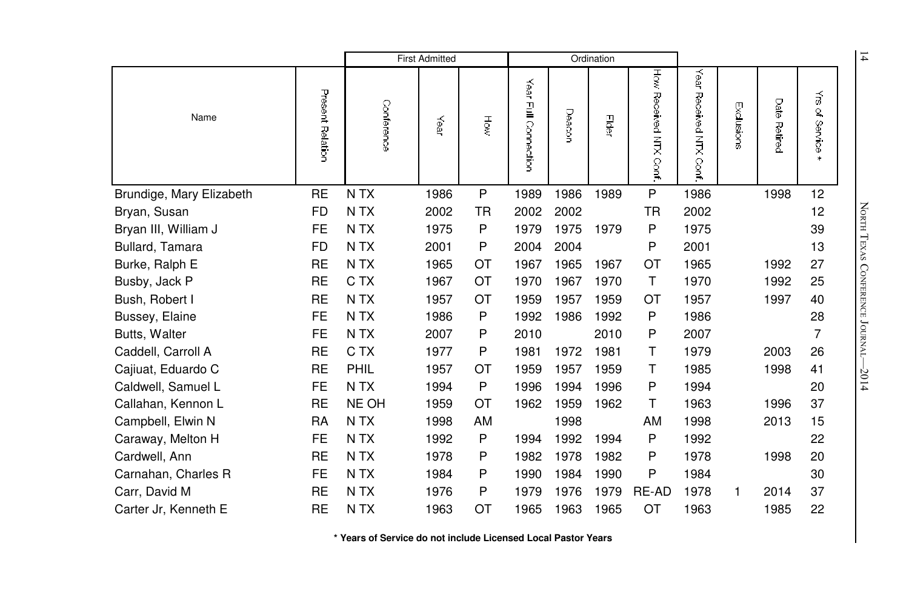| Name | Present Relation | First Admitted | | | Ordination | | | | Year Received NTX Conf. | Exclusions | Date Retired | Yrs of Service * |
|---|---|---|---|---|---|---|---|---|---|---|---|---|
| | | Conference | Year | How | Year Full Connection | Deacon | Elder | How Received NTX Conf. | | | | |
| Brundige, Mary Elizabeth | RE | N TX | 1986 | P | 1989 | 1986 | 1989 | P | 1986 | | 1998 | 12 |
| Bryan, Susan | FD | N TX | 2002 | TR | 2002 | 2002 | | TR | 2002 | | | 12 |
| Bryan III, William J | FE | N TX | 1975 | P | 1979 | 1975 | 1979 | P | 1975 | | | 39 |
| Bullard, Tamara | FD | N TX | 2001 | P | 2004 | 2004 | | P | 2001 | | | 13 |
| Burke, Ralph E | RE | N TX | 1965 | OT | 1967 | 1965 | 1967 | OT | 1965 | | 1992 | 27 |
| Busby, Jack P | RE | C TX | 1967 | OT | 1970 | 1967 | 1970 | T | 1970 | | 1992 | 25 |
| Bush, Robert I | RE | N TX | 1957 | OT | 1959 | 1957 | 1959 | OT | 1957 | | 1997 | 40 |
| Bussey, Elaine | FE | N TX | 1986 | P | 1992 | 1986 | 1992 | P | 1986 | | | 28 |
| Butts, Walter | FE | N TX | 2007 | P | 2010 | | 2010 | P | 2007 | | | 7 |
| Caddell, Carroll A | RE | C TX | 1977 | P | 1981 | 1972 | 1981 | T | 1979 | | 2003 | 26 |
| Cajiuat, Eduardo C | RE | PHIL | 1957 | OT | 1959 | 1957 | 1959 | T | 1985 | | 1998 | 41 |
| Caldwell, Samuel L | FE | N TX | 1994 | P | 1996 | 1994 | 1996 | P | 1994 | | | 20 |
| Callahan, Kennon L | RE | NE OH | 1959 | OT | 1962 | 1959 | 1962 | T | 1963 | | 1996 | 37 |
| Campbell, Elwin N | RA | N TX | 1998 | AM | | 1998 | | AM | 1998 | | 2013 | 15 |
| Caraway, Melton H | FE | N TX | 1992 | P | 1994 | 1992 | 1994 | P | 1992 | | | 22 |
| Cardwell, Ann | RE | N TX | 1978 | P | 1982 | 1978 | 1982 | P | 1978 | | 1998 | 20 |
| Carnahan, Charles R | FE | N TX | 1984 | P | 1990 | 1984 | 1990 | P | 1984 | | | 30 |
| Carr, David M | RE | N TX | 1976 | P | 1979 | 1976 | 1979 | RE-AD | 1978 | 1 | 2014 | 37 |
| Carter Jr, Kenneth E | RE | N TX | 1963 | OT | 1965 | 1963 | 1965 | OT | 1963 | | 1985 | 22 |

**\* Years of Service do not include Licensed Local Pastor Years**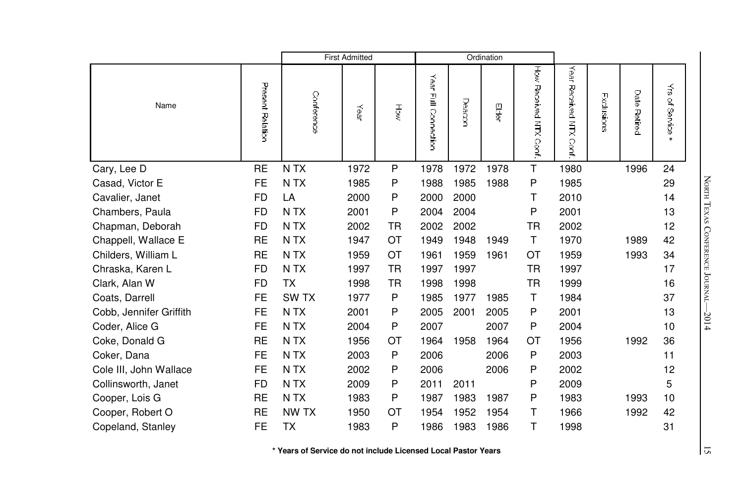| Name | Present Relation | First Admitted | | | Ordination | | | | | | | |
|---|---|---|---|---|---|---|---|---|---|---|---|---|
| | | Conference | Year | How | Year Full Connection | Deacon | Elder | How Received NTX Conf. | Year Received NTX Conf. | Exclusions | Date Retired | Yrs of Service * |
| Cary, Lee D | RE | N TX | 1972 | P | 1978 | 1972 | 1978 | T | 1980 | | 1996 | 24 |
| Casad, Victor E | FE | N TX | 1985 | P | 1988 | 1985 | 1988 | P | 1985 | | | 29 |
| Cavalier, Janet | FD | LA | 2000 | P | 2000 | 2000 | | T | 2010 | | | 14 |
| Chambers, Paula | FD | N TX | 2001 | P | 2004 | 2004 | | P | 2001 | | | 13 |
| Chapman, Deborah | FD | N TX | 2002 | TR | 2002 | 2002 | | TR | 2002 | | | 12 |
| Chappell, Wallace E | RE | N TX | 1947 | OT | 1949 | 1948 | 1949 | T | 1970 | | 1989 | 42 |
| Childers, William L | RE | N TX | 1959 | OT | 1961 | 1959 | 1961 | OT | 1959 | | 1993 | 34 |
| Chraska, Karen L | FD | N TX | 1997 | TR | 1997 | 1997 | | TR | 1997 | | | 17 |
| Clark, Alan W | FD | TX | 1998 | TR | 1998 | 1998 | | TR | 1999 | | | 16 |
| Coats, Darrell | FE | SW TX | 1977 | P | 1985 | 1977 | 1985 | T | 1984 | | | 37 |
| Cobb, Jennifer Griffith | FE | N TX | 2001 | P | 2005 | 2001 | 2005 | P | 2001 | | | 13 |
| Coder, Alice G | FE | N TX | 2004 | P | 2007 | | 2007 | P | 2004 | | | 10 |
| Coke, Donald G | RE | N TX | 1956 | OT | 1964 | 1958 | 1964 | OT | 1956 | | 1992 | 36 |
| Coker, Dana | FE | N TX | 2003 | P | 2006 | | 2006 | P | 2003 | | | 11 |
| Cole III, John Wallace | FE | N TX | 2002 | P | 2006 | | 2006 | P | 2002 | | | 12 |
| Collinsworth, Janet | FD | N TX | 2009 | P | 2011 | 2011 | | P | 2009 | | | 5 |
| Cooper, Lois G | RE | N TX | 1983 | P | 1987 | 1983 | 1987 | P | 1983 | | 1993 | 10 |
| Cooper, Robert O | RE | NW TX | 1950 | OT | 1954 | 1952 | 1954 | T | 1966 | | 1992 | 42 |
| Copeland, Stanley | FE | TX | 1983 | P | 1986 | 1983 | 1986 | T | 1998 | | | 31 |

**\* Years of Service do not include Licensed Local Pastor Years**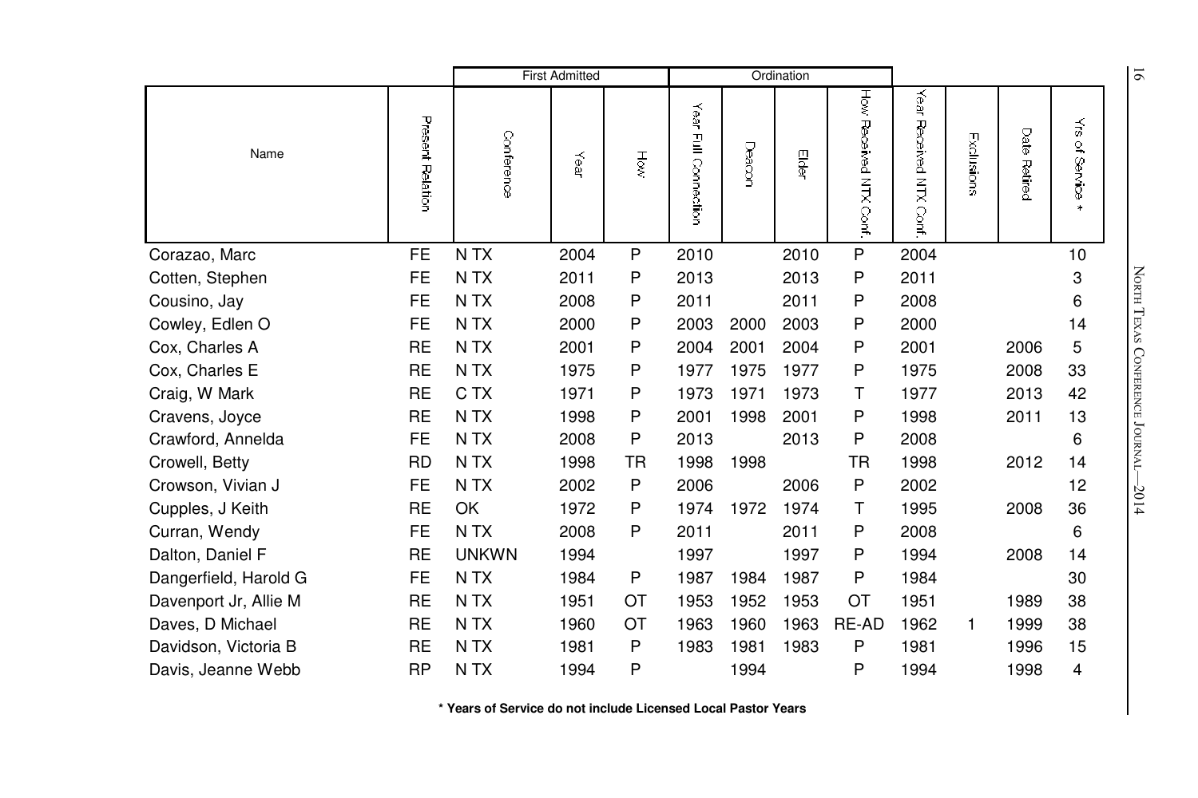| Name | Present Relation | First Admitted | | | Ordination | | | | | | | |
|---|---|---|---|---|---|---|---|---|---|---|---|---|
| | | Conference | Year | How | Year Full Connection | Deacon | Elder | How Received NTX Conf. | Year Received NTX Conf. | Exclusions | Date Retired | Yrs of Service * |
| Corazao, Marc | FE | N TX | 2004 | P | 2010 | | 2010 | P | 2004 | | | 10 |
| Cotten, Stephen | FE | N TX | 2011 | P | 2013 | | 2013 | P | 2011 | | | 3 |
| Cousino, Jay | FE | N TX | 2008 | P | 2011 | | 2011 | P | 2008 | | | 6 |
| Cowley, Edlen O | FE | N TX | 2000 | P | 2003 | 2000 | 2003 | P | 2000 | | | 14 |
| Cox, Charles A | RE | N TX | 2001 | P | 2004 | 2001 | 2004 | P | 2001 | | 2006 | 5 |
| Cox, Charles E | RE | N TX | 1975 | P | 1977 | 1975 | 1977 | P | 1975 | | 2008 | 33 |
| Craig, W Mark | RE | C TX | 1971 | P | 1973 | 1971 | 1973 | T | 1977 | | 2013 | 42 |
| Cravens, Joyce | RE | N TX | 1998 | P | 2001 | 1998 | 2001 | P | 1998 | | 2011 | 13 |
| Crawford, Annelda | FE | N TX | 2008 | P | 2013 | | 2013 | P | 2008 | | | 6 |
| Crowell, Betty | RD | N TX | 1998 | TR | 1998 | 1998 | | TR | 1998 | | 2012 | 14 |
| Crowson, Vivian J | FE | N TX | 2002 | P | 2006 | | 2006 | P | 2002 | | | 12 |
| Cupples, J Keith | RE | OK | 1972 | P | 1974 | 1972 | 1974 | T | 1995 | | 2008 | 36 |
| Curran, Wendy | FE | N TX | 2008 | P | 2011 | | 2011 | P | 2008 | | | 6 |
| Dalton, Daniel F | RE | UNKWN | 1994 | | 1997 | | 1997 | P | 1994 | | 2008 | 14 |
| Dangerfield, Harold G | FE | N TX | 1984 | P | 1987 | 1984 | 1987 | P | 1984 | | | 30 |
| Davenport Jr, Allie M | RE | N TX | 1951 | OT | 1953 | 1952 | 1953 | OT | 1951 | | 1989 | 38 |
| Daves, D Michael | RE | N TX | 1960 | OT | 1963 | 1960 | 1963 | RE-AD | 1962 | 1 | 1999 | 38 |
| Davidson, Victoria B | RE | N TX | 1981 | P | 1983 | 1981 | 1983 | P | 1981 | | 1996 | 15 |
| Davis, Jeanne Webb | RP | N TX | 1994 | P | | 1994 | | P | 1994 | | 1998 | 4 |

**\* Years of Service do not include Licensed Local Pastor Years**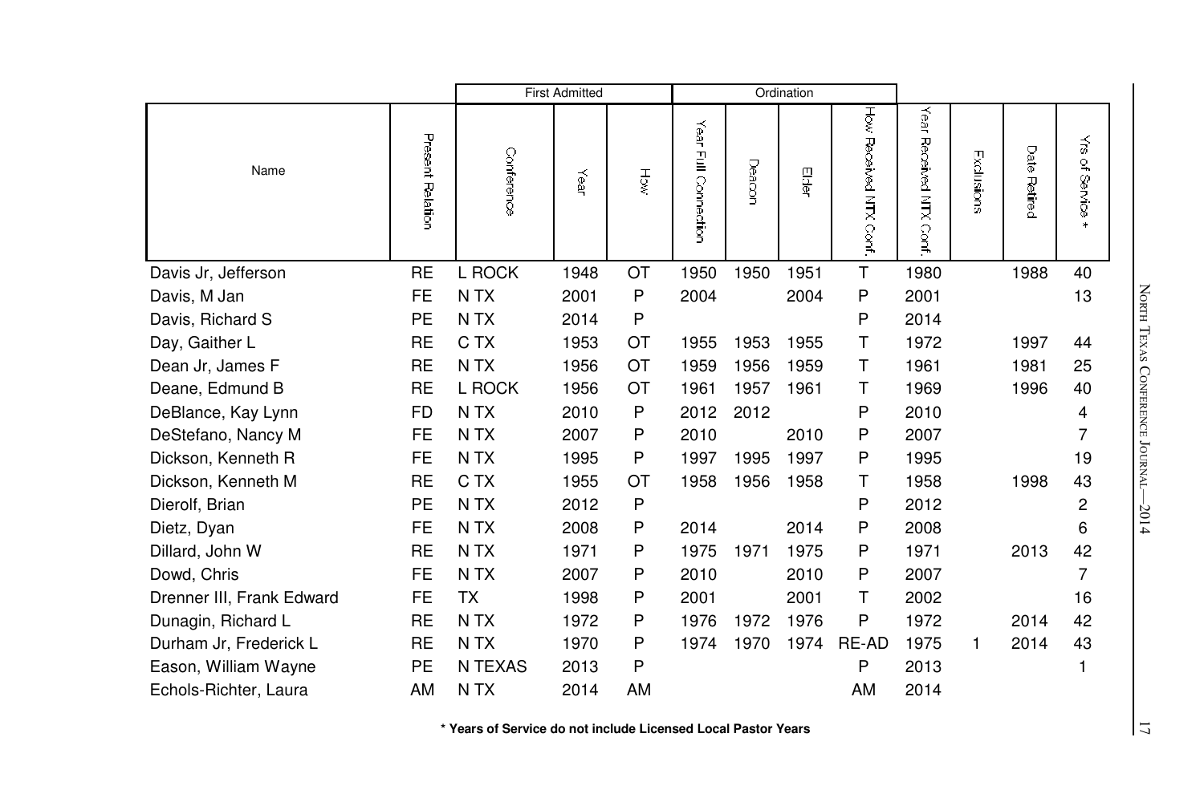| Name | Present Relation | First Admitted | | | Ordination | | | | | | | |
|---|---|---|---|---|---|---|---|---|---|---|---|---|
| | | Conference | Year | How | Year Full Connection | Deacon | Elder | How Received NTX Conf. | Year Received NTX Conf. | Exclusions | Date Retired | Yrs of Service * |
| Davis Jr, Jefferson | RE | L ROCK | 1948 | OT | 1950 | 1950 | 1951 | T | 1980 | | 1988 | 40 |
| Davis, M Jan | FE | N TX | 2001 | P | 2004 | | 2004 | P | 2001 | | | 13 |
| Davis, Richard S | PE | N TX | 2014 | P | | | | P | 2014 | | | |
| Day, Gaither L | RE | C TX | 1953 | OT | 1955 | 1953 | 1955 | T | 1972 | | 1997 | 44 |
| Dean Jr, James F | RE | N TX | 1956 | OT | 1959 | 1956 | 1959 | T | 1961 | | 1981 | 25 |
| Deane, Edmund B | RE | L ROCK | 1956 | OT | 1961 | 1957 | 1961 | T | 1969 | | 1996 | 40 |
| DeBlance, Kay Lynn | FD | N TX | 2010 | P | 2012 | 2012 | | P | 2010 | | | 4 |
| DeStefano, Nancy M | FE | N TX | 2007 | P | 2010 | | 2010 | P | 2007 | | | 7 |
| Dickson, Kenneth R | FE | N TX | 1995 | P | 1997 | 1995 | 1997 | P | 1995 | | | 19 |
| Dickson, Kenneth M | RE | C TX | 1955 | OT | 1958 | 1956 | 1958 | T | 1958 | | 1998 | 43 |
| Dierolf, Brian | PE | N TX | 2012 | P | | | | P | 2012 | | | 2 |
| Dietz, Dyan | FE | N TX | 2008 | P | 2014 | | 2014 | P | 2008 | | | 6 |
| Dillard, John W | RE | N TX | 1971 | P | 1975 | 1971 | 1975 | P | 1971 | | 2013 | 42 |
| Dowd, Chris | FE | N TX | 2007 | P | 2010 | | 2010 | P | 2007 | | | 7 |
| Drenner III, Frank Edward | FE | TX | 1998 | P | 2001 | | 2001 | T | 2002 | | | 16 |
| Dunagin, Richard L | RE | N TX | 1972 | P | 1976 | 1972 | 1976 | P | 1972 | | 2014 | 42 |
| Durham Jr, Frederick L | RE | N TX | 1970 | P | 1974 | 1970 | 1974 | RE-AD | 1975 | 1 | 2014 | 43 |
| Eason, William Wayne | PE | N TEXAS | 2013 | P | | | | P | 2013 | | | 1 |
| Echols-Richter, Laura | AM | N TX | 2014 | AM | | | | AM | 2014 | | | |

**\* Years of Service do not include Licensed Local Pastor Years**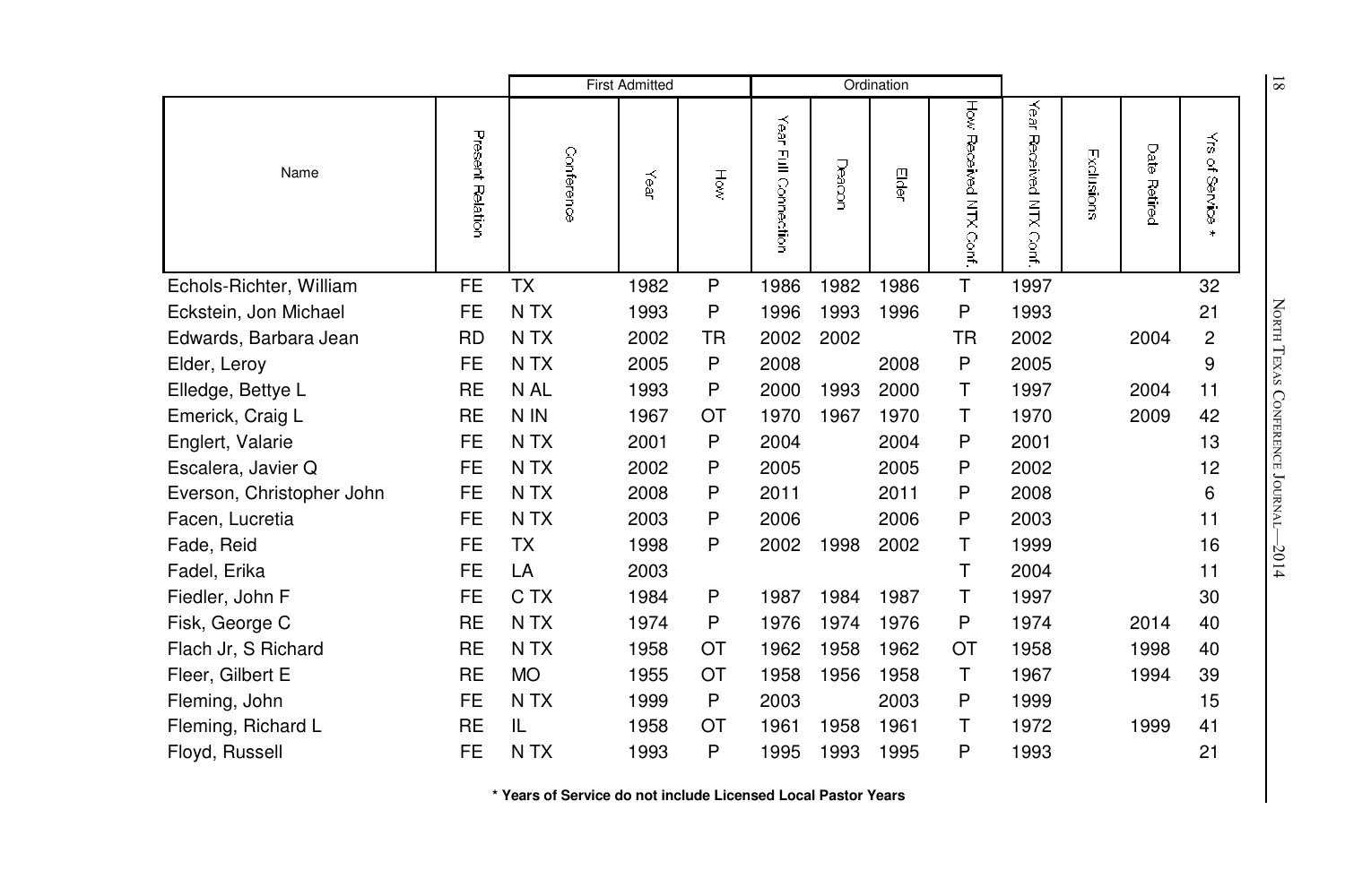| Name | Present Relation | First Admitted | | | Ordination | | | | Year Received NTX Conf. | Exclusions | Date Retired | Yrs of Service * |
|---|---|---|---|---|---|---|---|---|---|---|---|---|
| | | Conference | Year | How | Year Full Connection | Deacon | Elder | How Received NTX Conf. | | | | |
| Echols-Richter, William | FE | TX | 1982 | P | 1986 | 1982 | 1986 | T | 1997 | | | 32 |
| Eckstein, Jon Michael | FE | N TX | 1993 | P | 1996 | 1993 | 1996 | P | 1993 | | | 21 |
| Edwards, Barbara Jean | RD | N TX | 2002 | TR | 2002 | 2002 | | TR | 2002 | | 2004 | 2 |
| Elder, Leroy | FE | N TX | 2005 | P | 2008 | | 2008 | P | 2005 | | | 9 |
| Elledge, Bettye L | RE | N AL | 1993 | P | 2000 | 1993 | 2000 | T | 1997 | | 2004 | 11 |
| Emerick, Craig L | RE | N IN | 1967 | OT | 1970 | 1967 | 1970 | T | 1970 | | 2009 | 42 |
| Englert, Valarie | FE | N TX | 2001 | P | 2004 | | 2004 | P | 2001 | | | 13 |
| Escalera, Javier Q | FE | N TX | 2002 | P | 2005 | | 2005 | P | 2002 | | | 12 |
| Everson, Christopher John | FE | N TX | 2008 | P | 2011 | | 2011 | P | 2008 | | | 6 |
| Facen, Lucretia | FE | N TX | 2003 | P | 2006 | | 2006 | P | 2003 | | | 11 |
| Fade, Reid | FE | TX | 1998 | P | 2002 | 1998 | 2002 | T | 1999 | | | 16 |
| Fadel, Erika | FE | LA | 2003 | | | | | T | 2004 | | | 11 |
| Fiedler, John F | FE | C TX | 1984 | P | 1987 | 1984 | 1987 | T | 1997 | | | 30 |
| Fisk, George C | RE | N TX | 1974 | P | 1976 | 1974 | 1976 | P | 1974 | | 2014 | 40 |
| Flach Jr, S Richard | RE | N TX | 1958 | OT | 1962 | 1958 | 1962 | OT | 1958 | | 1998 | 40 |
| Fleer, Gilbert E | RE | MO | 1955 | OT | 1958 | 1956 | 1958 | T | 1967 | | 1994 | 39 |
| Fleming, John | FE | N TX | 1999 | P | 2003 | | 2003 | P | 1999 | | | 15 |
| Fleming, Richard L | RE | IL | 1958 | OT | 1961 | 1958 | 1961 | T | 1972 | | 1999 | 41 |
| Floyd, Russell | FE | N TX | 1993 | P | 1995 | 1993 | 1995 | P | 1993 | | | 21 |

**\* Years of Service do not include Licensed Local Pastor Years**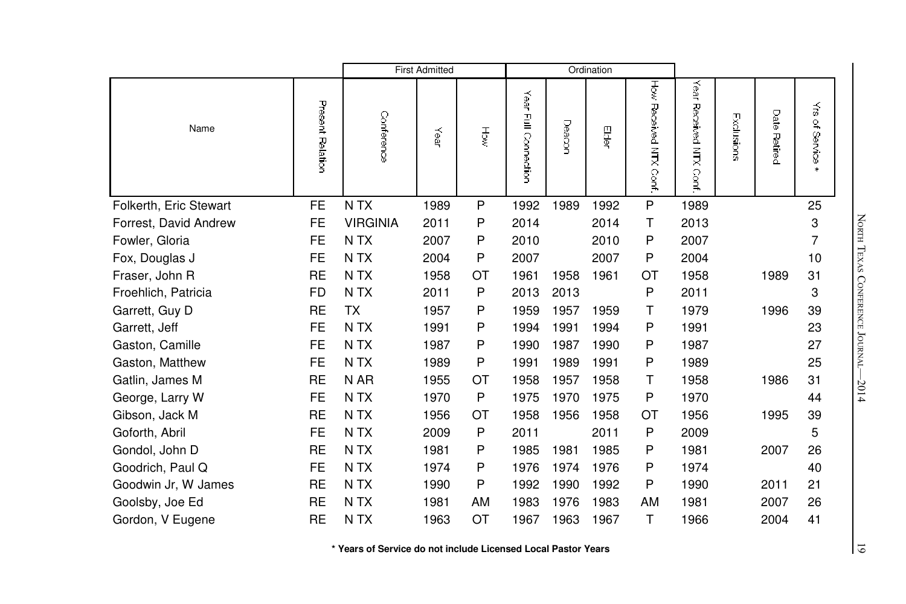| Name | Present Relation | First Admitted | | | Ordination | | | | | | | |
|---|---|---|---|---|---|---|---|---|---|---|---|---|
| | | Conference | Year | How | Year Full Connection | Deacon | Elder | How Received NTX Conf. | Year Received NTX Conf. | Exclusions | Date Retired | Yrs of Service * |
| Folkerth, Eric Stewart | FE | N TX | 1989 | P | 1992 | 1989 | 1992 | P | 1989 | | | 25 |
| Forrest, David Andrew | FE | VIRGINIA | 2011 | P | 2014 | | 2014 | T | 2013 | | | 3 |
| Fowler, Gloria | FE | N TX | 2007 | P | 2010 | | 2010 | P | 2007 | | | 7 |
| Fox, Douglas J | FE | N TX | 2004 | P | 2007 | | 2007 | P | 2004 | | | 10 |
| Fraser, John R | RE | N TX | 1958 | OT | 1961 | 1958 | 1961 | OT | 1958 | | 1989 | 31 |
| Froehlich, Patricia | FD | N TX | 2011 | P | 2013 | 2013 | | P | 2011 | | | 3 |
| Garrett, Guy D | RE | TX | 1957 | P | 1959 | 1957 | 1959 | T | 1979 | | 1996 | 39 |
| Garrett, Jeff | FE | N TX | 1991 | P | 1994 | 1991 | 1994 | P | 1991 | | | 23 |
| Gaston, Camille | FE | N TX | 1987 | P | 1990 | 1987 | 1990 | P | 1987 | | | 27 |
| Gaston, Matthew | FE | N TX | 1989 | P | 1991 | 1989 | 1991 | P | 1989 | | | 25 |
| Gatlin, James M | RE | N AR | 1955 | OT | 1958 | 1957 | 1958 | T | 1958 | | 1986 | 31 |
| George, Larry W | FE | N TX | 1970 | P | 1975 | 1970 | 1975 | P | 1970 | | | 44 |
| Gibson, Jack M | RE | N TX | 1956 | OT | 1958 | 1956 | 1958 | OT | 1956 | | 1995 | 39 |
| Goforth, Abril | FE | N TX | 2009 | P | 2011 | | 2011 | P | 2009 | | | 5 |
| Gondol, John D | RE | N TX | 1981 | P | 1985 | 1981 | 1985 | P | 1981 | | 2007 | 26 |
| Goodrich, Paul Q | FE | N TX | 1974 | P | 1976 | 1974 | 1976 | P | 1974 | | | 40 |
| Goodwin Jr, W James | RE | N TX | 1990 | P | 1992 | 1990 | 1992 | P | 1990 | | 2011 | 21 |
| Goolsby, Joe Ed | RE | N TX | 1981 | AM | 1983 | 1976 | 1983 | AM | 1981 | | 2007 | 26 |
| Gordon, V Eugene | RE | N TX | 1963 | OT | 1967 | 1963 | 1967 | T | 1966 | | 2004 | 41 |

**\* Years of Service do not include Licensed Local Pastor Years**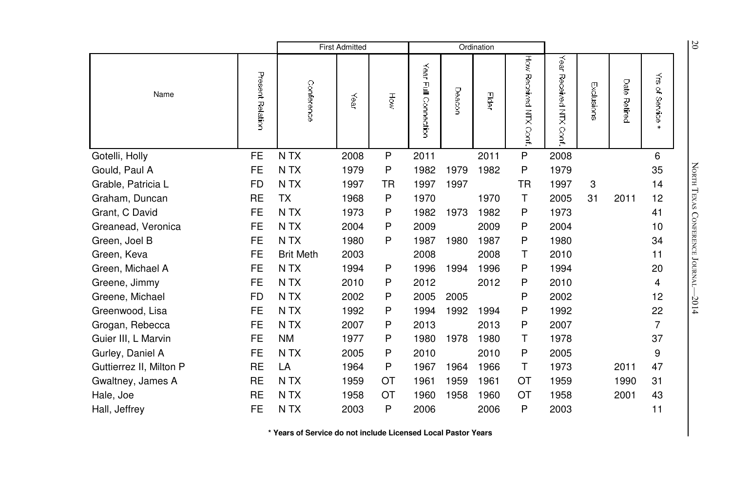| Name | Present Relation | First Admitted | | | Ordination | | | | | | |
|---|---|---|---|---|---|---|---|---|---|---|---|
| | | Conference | Year | How | Year Full Connection | Deacon | Elder | How Received NTX Conf. | Year Received NTX Conf. | Exclusions | Date Retired | Yrs of Service * |
| Gotelli, Holly | FE | N TX | 2008 | P | 2011 | | 2011 | P | 2008 | | | 6 |
| Gould, Paul A | FE | N TX | 1979 | P | 1982 | 1979 | 1982 | P | 1979 | | | 35 |
| Grable, Patricia L | FD | N TX | 1997 | TR | 1997 | 1997 | | TR | 1997 | 3 | | 14 |
| Graham, Duncan | RE | TX | 1968 | P | 1970 | | 1970 | T | 2005 | 31 | 2011 | 12 |
| Grant, C David | FE | N TX | 1973 | P | 1982 | 1973 | 1982 | P | 1973 | | | 41 |
| Greanead, Veronica | FE | N TX | 2004 | P | 2009 | | 2009 | P | 2004 | | | 10 |
| Green, Joel B | FE | N TX | 1980 | P | 1987 | 1980 | 1987 | P | 1980 | | | 34 |
| Green, Keva | FE | Brit Meth | 2003 | | 2008 | | 2008 | T | 2010 | | | 11 |
| Green, Michael A | FE | N TX | 1994 | P | 1996 | 1994 | 1996 | P | 1994 | | | 20 |
| Greene, Jimmy | FE | N TX | 2010 | P | 2012 | | 2012 | P | 2010 | | | 4 |
| Greene, Michael | FD | N TX | 2002 | P | 2005 | 2005 | | P | 2002 | | | 12 |
| Greenwood, Lisa | FE | N TX | 1992 | P | 1994 | 1992 | 1994 | P | 1992 | | | 22 |
| Grogan, Rebecca | FE | N TX | 2007 | P | 2013 | | 2013 | P | 2007 | | | 7 |
| Guier III, L Marvin | FE | NM | 1977 | P | 1980 | 1978 | 1980 | T | 1978 | | | 37 |
| Gurley, Daniel A | FE | N TX | 2005 | P | 2010 | | 2010 | P | 2005 | | | 9 |
| Guttierrez II, Milton P | RE | LA | 1964 | P | 1967 | 1964 | 1966 | T | 1973 | | 2011 | 47 |
| Gwaltney, James A | RE | N TX | 1959 | OT | 1961 | 1959 | 1961 | OT | 1959 | | 1990 | 31 |
| Hale, Joe | RE | N TX | 1958 | OT | 1960 | 1958 | 1960 | OT | 1958 | | 2001 | 43 |
| Hall, Jeffrey | FE | N TX | 2003 | P | 2006 | | 2006 | P | 2003 | | | 11 |

**\* Years of Service do not include Licensed Local Pastor Years**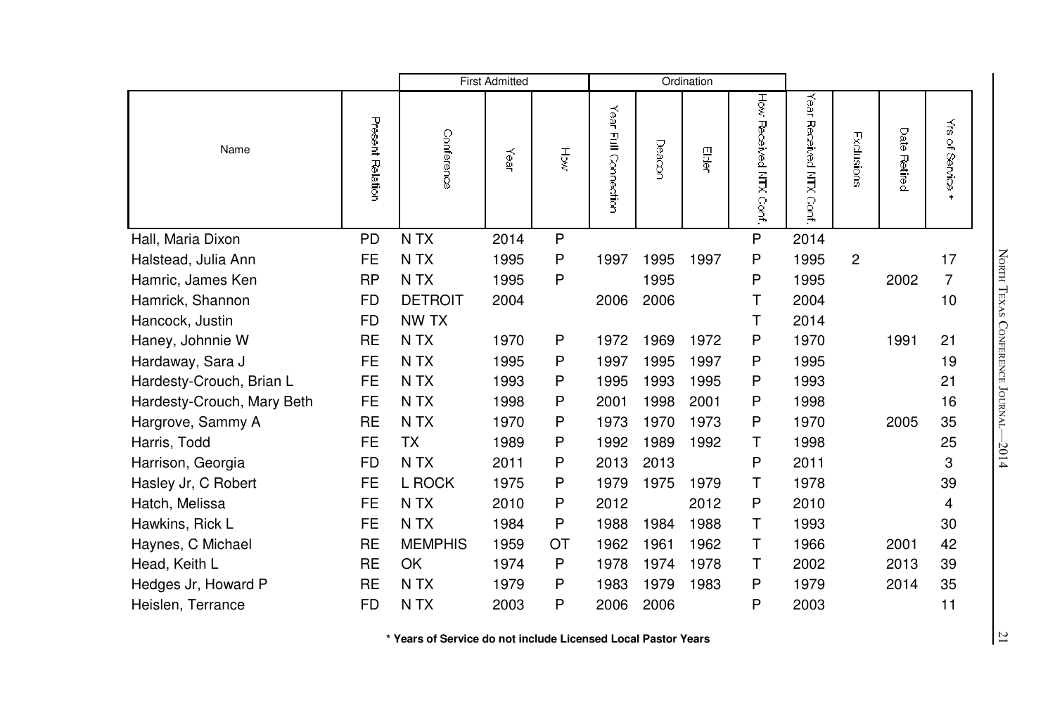| Name | Present Relation | First Admitted | | | Ordination | | | | | | | |
|---|---|---|---|---|---|---|---|---|---|---|---|---|
| | | Conference | Year | How | Year Full Connection | Deacon | Elder | How Received NTX Conf. | Year Received NTX Conf. | Exclusions | Date Retired | Yrs of Service * |
| Hall, Maria Dixon | PD | N TX | 2014 | P | | | | P | 2014 | | | |
| Halstead, Julia Ann | FE | N TX | 1995 | P | 1997 | 1995 | 1997 | P | 1995 | 2 | | 17 |
| Hamric, James Ken | RP | N TX | 1995 | P | | 1995 | | P | 1995 | | 2002 | 7 |
| Hamrick, Shannon | FD | DETROIT | 2004 | | 2006 | 2006 | | T | 2004 | | | 10 |
| Hancock, Justin | FD | NW TX | | | | | | T | 2014 | | | |
| Haney, Johnnie W | RE | N TX | 1970 | P | 1972 | 1969 | 1972 | P | 1970 | | 1991 | 21 |
| Hardaway, Sara J | FE | N TX | 1995 | P | 1997 | 1995 | 1997 | P | 1995 | | | 19 |
| Hardesty-Crouch, Brian L | FE | N TX | 1993 | P | 1995 | 1993 | 1995 | P | 1993 | | | 21 |
| Hardesty-Crouch, Mary Beth | FE | N TX | 1998 | P | 2001 | 1998 | 2001 | P | 1998 | | | 16 |
| Hargrove, Sammy A | RE | N TX | 1970 | P | 1973 | 1970 | 1973 | P | 1970 | | 2005 | 35 |
| Harris, Todd | FE | TX | 1989 | P | 1992 | 1989 | 1992 | T | 1998 | | | 25 |
| Harrison, Georgia | FD | N TX | 2011 | P | 2013 | 2013 | | P | 2011 | | | 3 |
| Hasley Jr, C Robert | FE | L ROCK | 1975 | P | 1979 | 1975 | 1979 | T | 1978 | | | 39 |
| Hatch, Melissa | FE | N TX | 2010 | P | 2012 | | 2012 | P | 2010 | | | 4 |
| Hawkins, Rick L | FE | N TX | 1984 | P | 1988 | 1984 | 1988 | T | 1993 | | | 30 |
| Haynes, C Michael | RE | MEMPHIS | 1959 | OT | 1962 | 1961 | 1962 | T | 1966 | | 2001 | 42 |
| Head, Keith L | RE | OK | 1974 | P | 1978 | 1974 | 1978 | T | 2002 | | 2013 | 39 |
| Hedges Jr, Howard P | RE | N TX | 1979 | P | 1983 | 1979 | 1983 | P | 1979 | | 2014 | 35 |
| Heislen, Terrance | FD | N TX | 2003 | P | 2006 | 2006 | | P | 2003 | | | 11 |

**\* Years of Service do not include Licensed Local Pastor Years**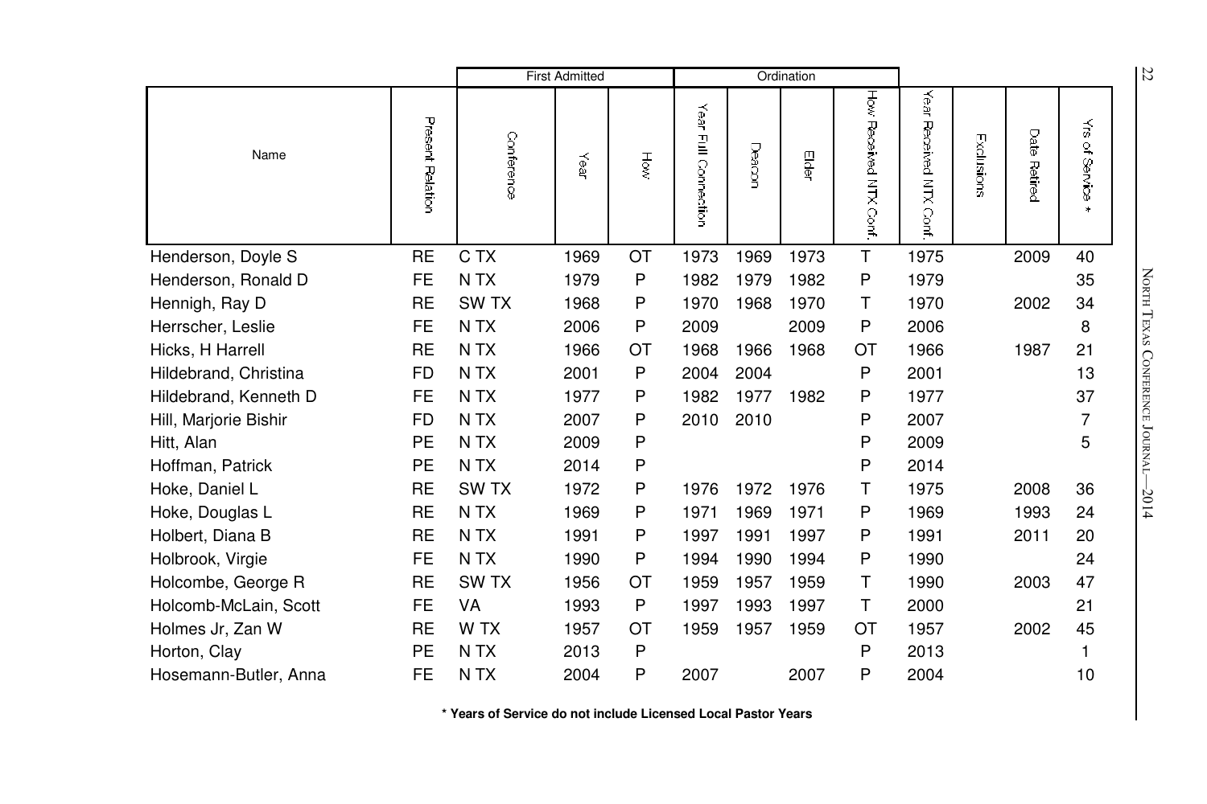| Name | Present Relation | First Admitted | | | Ordination | | | | Year Received NTX Conf. | Exclusions | Date Retired | Yrs of Service * |
|---|---|---|---|---|---|---|---|---|---|---|---|---|
| | | Conference | Year | How | Year Full Connection | Deacon | Elder | How Received NTX Conf. | | | | |
| Henderson, Doyle S | RE | C TX | 1969 | OT | 1973 | 1969 | 1973 | T | 1975 | | 2009 | 40 |
| Henderson, Ronald D | FE | N TX | 1979 | P | 1982 | 1979 | 1982 | P | 1979 | | | 35 |
| Hennigh, Ray D | RE | SW TX | 1968 | P | 1970 | 1968 | 1970 | T | 1970 | | 2002 | 34 |
| Herrscher, Leslie | FE | N TX | 2006 | P | 2009 | | 2009 | P | 2006 | | | 8 |
| Hicks, H Harrell | RE | N TX | 1966 | OT | 1968 | 1966 | 1968 | OT | 1966 | | 1987 | 21 |
| Hildebrand, Christina | FD | N TX | 2001 | P | 2004 | 2004 | | P | 2001 | | | 13 |
| Hildebrand, Kenneth D | FE | N TX | 1977 | P | 1982 | 1977 | 1982 | P | 1977 | | | 37 |
| Hill, Marjorie Bishir | FD | N TX | 2007 | P | 2010 | 2010 | | P | 2007 | | | 7 |
| Hitt, Alan | PE | N TX | 2009 | P | | | | P | 2009 | | | 5 |
| Hoffman, Patrick | PE | N TX | 2014 | P | | | | P | 2014 | | | |
| Hoke, Daniel L | RE | SW TX | 1972 | P | 1976 | 1972 | 1976 | T | 1975 | | 2008 | 36 |
| Hoke, Douglas L | RE | N TX | 1969 | P | 1971 | 1969 | 1971 | P | 1969 | | 1993 | 24 |
| Holbert, Diana B | RE | N TX | 1991 | P | 1997 | 1991 | 1997 | P | 1991 | | 2011 | 20 |
| Holbrook, Virgie | FE | N TX | 1990 | P | 1994 | 1990 | 1994 | P | 1990 | | | 24 |
| Holcombe, George R | RE | SW TX | 1956 | OT | 1959 | 1957 | 1959 | T | 1990 | | 2003 | 47 |
| Holcomb-McLain, Scott | FE | VA | 1993 | P | 1997 | 1993 | 1997 | T | 2000 | | | 21 |
| Holmes Jr, Zan W | RE | W TX | 1957 | OT | 1959 | 1957 | 1959 | OT | 1957 | | 2002 | 45 |
| Horton, Clay | PE | N TX | 2013 | P | | | | P | 2013 | | | 1 |
| Hosemann-Butler, Anna | FE | N TX | 2004 | P | 2007 | | 2007 | P | 2004 | | | 10 |

**\* Years of Service do not include Licensed Local Pastor Years**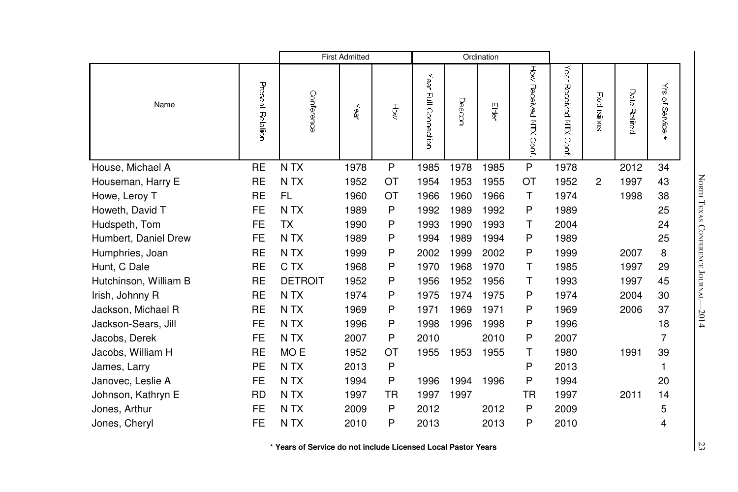| Name | Present Relation | First Admitted | | | Ordination | | | | | | | |
|---|---|---|---|---|---|---|---|---|---|---|---|---|
| | | Conference | Year | How | Year Full Connection | Deacon | Elder | How Received NTX Conf. | Year Received NTX Conf. | Exclusions | Date Retired | Yrs of Service * |
| House, Michael A | RE | N TX | 1978 | P | 1985 | 1978 | 1985 | P | 1978 | | 2012 | 34 |
| Houseman, Harry E | RE | N TX | 1952 | OT | 1954 | 1953 | 1955 | OT | 1952 | 2 | 1997 | 43 |
| Howe, Leroy T | RE | FL | 1960 | OT | 1966 | 1960 | 1966 | T | 1974 | | 1998 | 38 |
| Howeth, David T | FE | N TX | 1989 | P | 1992 | 1989 | 1992 | P | 1989 | | | 25 |
| Hudspeth, Tom | FE | TX | 1990 | P | 1993 | 1990 | 1993 | T | 2004 | | | 24 |
| Humbert, Daniel Drew | FE | N TX | 1989 | P | 1994 | 1989 | 1994 | P | 1989 | | | 25 |
| Humphries, Joan | RE | N TX | 1999 | P | 2002 | 1999 | 2002 | P | 1999 | | 2007 | 8 |
| Hunt, C Dale | RE | C TX | 1968 | P | 1970 | 1968 | 1970 | T | 1985 | | 1997 | 29 |
| Hutchinson, William B | RE | DETROIT | 1952 | P | 1956 | 1952 | 1956 | T | 1993 | | 1997 | 45 |
| Irish, Johnny R | RE | N TX | 1974 | P | 1975 | 1974 | 1975 | P | 1974 | | 2004 | 30 |
| Jackson, Michael R | RE | N TX | 1969 | P | 1971 | 1969 | 1971 | P | 1969 | | 2006 | 37 |
| Jackson-Sears, Jill | FE | N TX | 1996 | P | 1998 | 1996 | 1998 | P | 1996 | | | 18 |
| Jacobs, Derek | FE | N TX | 2007 | P | 2010 | | 2010 | P | 2007 | | | 7 |
| Jacobs, William H | RE | MO E | 1952 | OT | 1955 | 1953 | 1955 | T | 1980 | | 1991 | 39 |
| James, Larry | PE | N TX | 2013 | P | | | | P | 2013 | | | 1 |
| Janovec, Leslie A | FE | N TX | 1994 | P | 1996 | 1994 | 1996 | P | 1994 | | | 20 |
| Johnson, Kathryn E | RD | N TX | 1997 | TR | 1997 | 1997 | | TR | 1997 | | 2011 | 14 |
| Jones, Arthur | FE | N TX | 2009 | P | 2012 | | 2012 | P | 2009 | | | 5 |
| Jones, Cheryl | FE | N TX | 2010 | P | 2013 | | 2013 | P | 2010 | | | 4 |

**\* Years of Service do not include Licensed Local Pastor Years**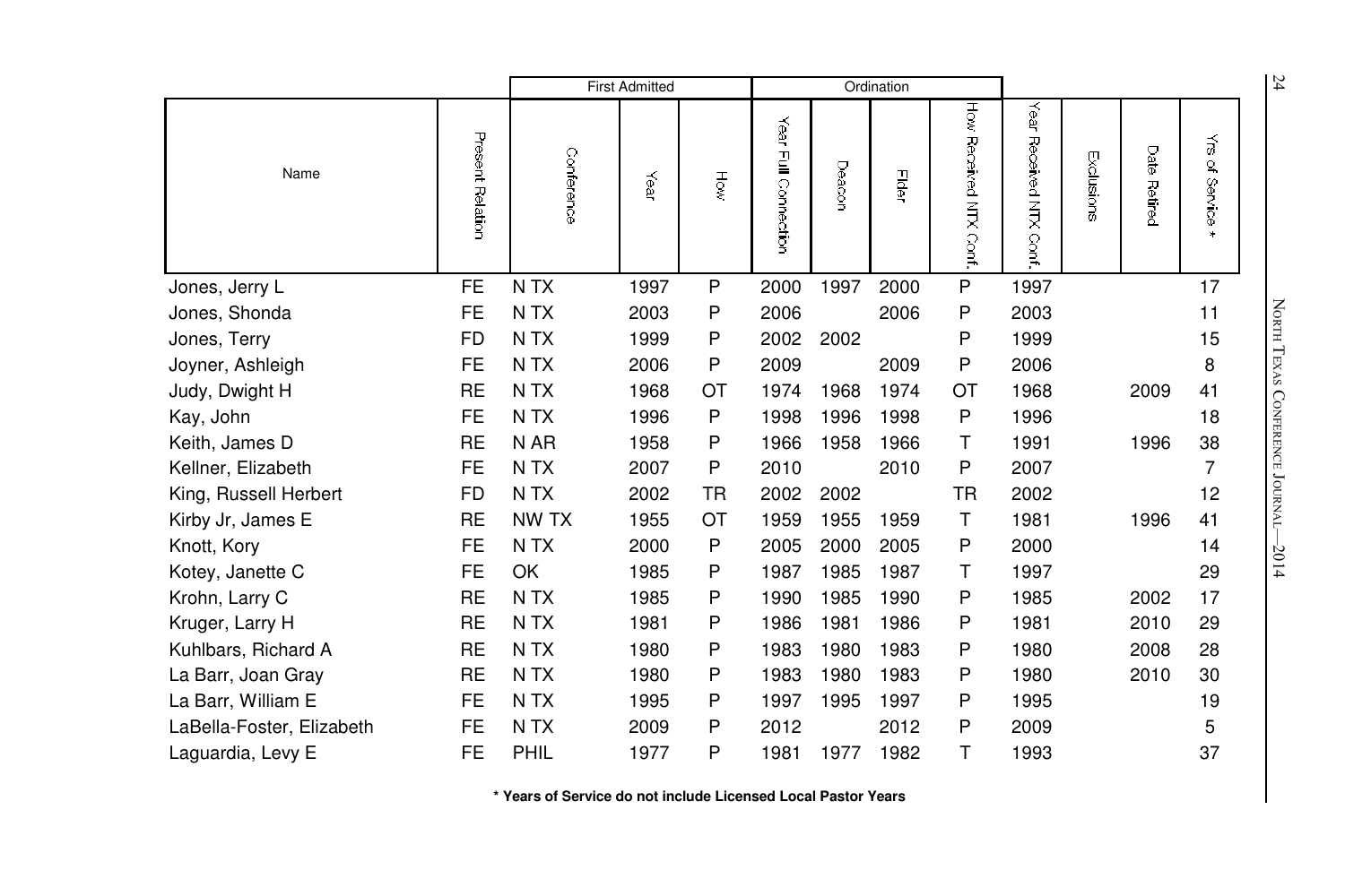| Name | Present Relation | First Admitted | | | Ordination | | | | | | | |
|---|---|---|---|---|---|---|---|---|---|---|---|---|
| | | Conference | Year | How | Year Full Connection | Deacon | Elder | How Received NTX Conf. | Year Received NTX Conf. | Exclusions | Date Retired | Yrs of Service * |
| Jones, Jerry L | FE | N TX | 1997 | P | 2000 | 1997 | 2000 | P | 1997 | | | 17 |
| Jones, Shonda | FE | N TX | 2003 | P | 2006 | | 2006 | P | 2003 | | | 11 |
| Jones, Terry | FD | N TX | 1999 | P | 2002 | 2002 | | P | 1999 | | | 15 |
| Joyner, Ashleigh | FE | N TX | 2006 | P | 2009 | | 2009 | P | 2006 | | | 8 |
| Judy, Dwight H | RE | N TX | 1968 | OT | 1974 | 1968 | 1974 | OT | 1968 | | 2009 | 41 |
| Kay, John | FE | N TX | 1996 | P | 1998 | 1996 | 1998 | P | 1996 | | | 18 |
| Keith, James D | RE | N AR | 1958 | P | 1966 | 1958 | 1966 | T | 1991 | | 1996 | 38 |
| Kellner, Elizabeth | FE | N TX | 2007 | P | 2010 | | 2010 | P | 2007 | | | 7 |
| King, Russell Herbert | FD | N TX | 2002 | TR | 2002 | 2002 | | TR | 2002 | | | 12 |
| Kirby Jr, James E | RE | NW TX | 1955 | OT | 1959 | 1955 | 1959 | T | 1981 | | 1996 | 41 |
| Knott, Kory | FE | N TX | 2000 | P | 2005 | 2000 | 2005 | P | 2000 | | | 14 |
| Kotey, Janette C | FE | OK | 1985 | P | 1987 | 1985 | 1987 | T | 1997 | | | 29 |
| Krohn, Larry C | RE | N TX | 1985 | P | 1990 | 1985 | 1990 | P | 1985 | | 2002 | 17 |
| Kruger, Larry H | RE | N TX | 1981 | P | 1986 | 1981 | 1986 | P | 1981 | | 2010 | 29 |
| Kuhlbars, Richard A | RE | N TX | 1980 | P | 1983 | 1980 | 1983 | P | 1980 | | 2008 | 28 |
| La Barr, Joan Gray | RE | N TX | 1980 | P | 1983 | 1980 | 1983 | P | 1980 | | 2010 | 30 |
| La Barr, William E | FE | N TX | 1995 | P | 1997 | 1995 | 1997 | P | 1995 | | | 19 |
| LaBella-Foster, Elizabeth | FE | N TX | 2009 | P | 2012 | | 2012 | P | 2009 | | | 5 |
| Laguardia, Levy E | FE | PHIL | 1977 | P | 1981 | 1977 | 1982 | T | 1993 | | | 37 |

**\* Years of Service do not include Licensed Local Pastor Years**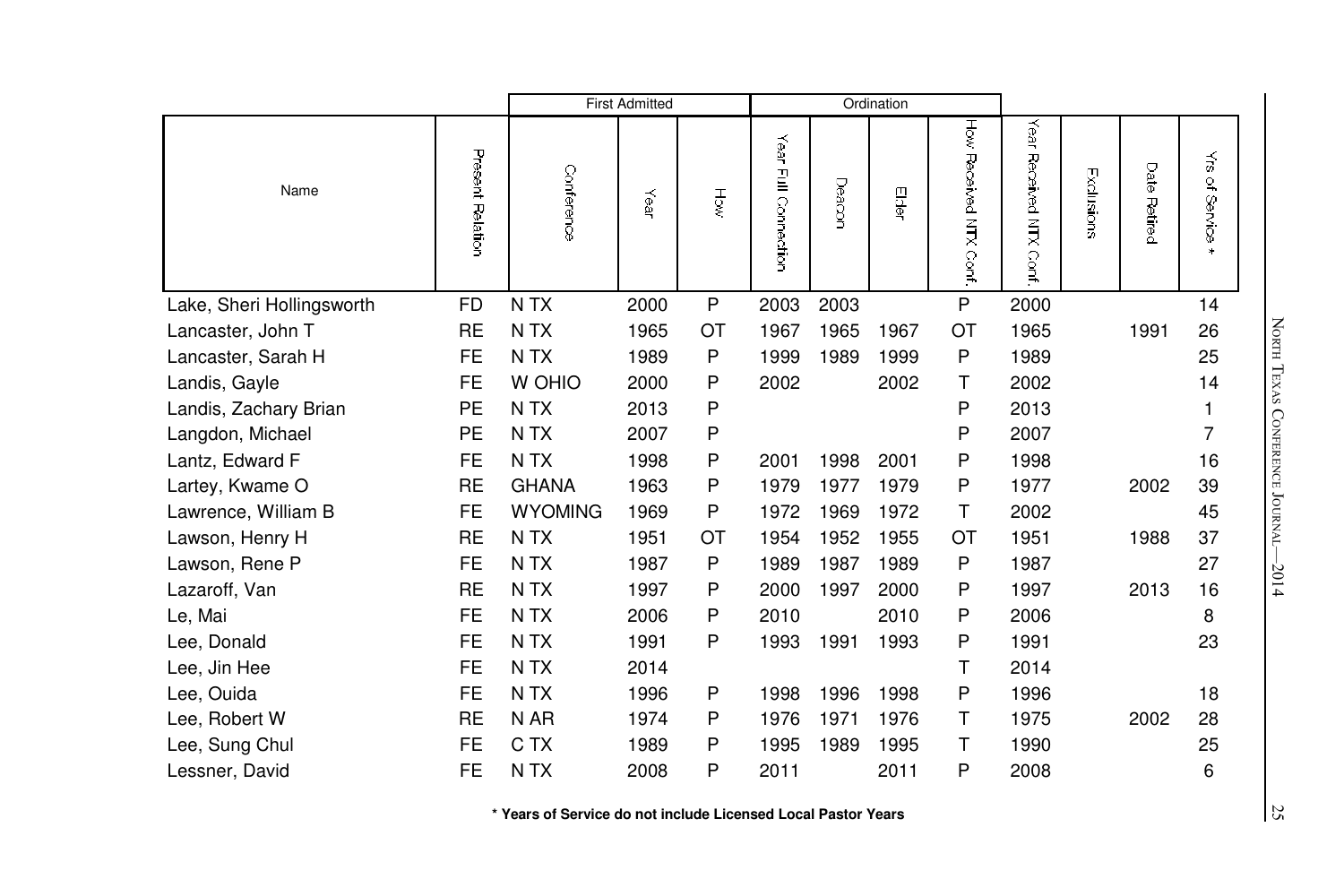| Name | Present Relation | First Admitted | | | Ordination | | | | | | | |
|---|---|---|---|---|---|---|---|---|---|---|---|---|
| | | Conference | Year | How | Year Full Connection | Deacon | Elder | How Received NTX Conf. | Year Received NTX Conf. | Exclusions | Date Retired | Yrs of Service * |
| Lake, Sheri Hollingsworth | FD | N TX | 2000 | P | 2003 | 2003 | | P | 2000 | | | 14 |
| Lancaster, John T | RE | N TX | 1965 | OT | 1967 | 1965 | 1967 | OT | 1965 | | 1991 | 26 |
| Lancaster, Sarah H | FE | N TX | 1989 | P | 1999 | 1989 | 1999 | P | 1989 | | | 25 |
| Landis, Gayle | FE | W OHIO | 2000 | P | 2002 | | 2002 | T | 2002 | | | 14 |
| Landis, Zachary Brian | PE | N TX | 2013 | P | | | | P | 2013 | | | 1 |
| Langdon, Michael | PE | N TX | 2007 | P | | | | P | 2007 | | | 7 |
| Lantz, Edward F | FE | N TX | 1998 | P | 2001 | 1998 | 2001 | P | 1998 | | | 16 |
| Lartey, Kwame O | RE | GHANA | 1963 | P | 1979 | 1977 | 1979 | P | 1977 | | 2002 | 39 |
| Lawrence, William B | FE | WYOMING | 1969 | P | 1972 | 1969 | 1972 | T | 2002 | | | 45 |
| Lawson, Henry H | RE | N TX | 1951 | OT | 1954 | 1952 | 1955 | OT | 1951 | | 1988 | 37 |
| Lawson, Rene P | FE | N TX | 1987 | P | 1989 | 1987 | 1989 | P | 1987 | | | 27 |
| Lazaroff, Van | RE | N TX | 1997 | P | 2000 | 1997 | 2000 | P | 1997 | | 2013 | 16 |
| Le, Mai | FE | N TX | 2006 | P | 2010 | | 2010 | P | 2006 | | | 8 |
| Lee, Donald | FE | N TX | 1991 | P | 1993 | 1991 | 1993 | P | 1991 | | | 23 |
| Lee, Jin Hee | FE | N TX | 2014 | | | | | T | 2014 | | | |
| Lee, Ouida | FE | N TX | 1996 | P | 1998 | 1996 | 1998 | P | 1996 | | | 18 |
| Lee, Robert W | RE | N AR | 1974 | P | 1976 | 1971 | 1976 | T | 1975 | | 2002 | 28 |
| Lee, Sung Chul | FE | C TX | 1989 | P | 1995 | 1989 | 1995 | T | 1990 | | | 25 |
| Lessner, David | FE | N TX | 2008 | P | 2011 | | 2011 | P | 2008 | | | 6 |

**\* Years of Service do not include Licensed Local Pastor Years**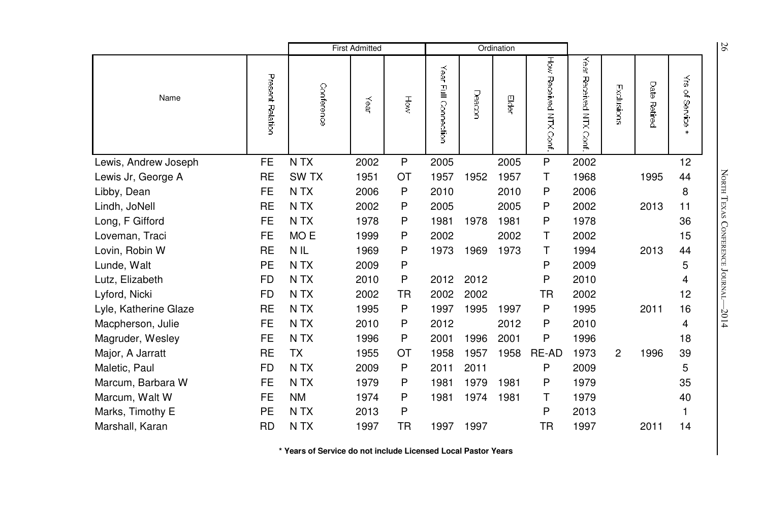| Name | Present Relation | First Admitted | | | Ordination | | | | | | |
|---|---|---|---|---|---|---|---|---|---|---|---|---|
| | | Conference | Year | How | Year Full Connection | Deacon | Elder | How Received NTX Conf. | Year Received NTX Conf. | Exclusions | Date Retired | Yrs of Service * |
| Lewis, Andrew Joseph | FE | N TX | 2002 | P | 2005 | | 2005 | P | 2002 | | | 12 |
| Lewis Jr, George A | RE | SW TX | 1951 | OT | 1957 | 1952 | 1957 | T | 1968 | | 1995 | 44 |
| Libby, Dean | FE | N TX | 2006 | P | 2010 | | 2010 | P | 2006 | | | 8 |
| Lindh, JoNell | RE | N TX | 2002 | P | 2005 | | 2005 | P | 2002 | | 2013 | 11 |
| Long, F Gifford | FE | N TX | 1978 | P | 1981 | 1978 | 1981 | P | 1978 | | | 36 |
| Loveman, Traci | FE | MO E | 1999 | P | 2002 | | 2002 | T | 2002 | | | 15 |
| Lovin, Robin W | RE | N IL | 1969 | P | 1973 | 1969 | 1973 | T | 1994 | | 2013 | 44 |
| Lunde, Walt | PE | N TX | 2009 | P | | | | P | 2009 | | | 5 |
| Lutz, Elizabeth | FD | N TX | 2010 | P | 2012 | 2012 | | P | 2010 | | | 4 |
| Lyford, Nicki | FD | N TX | 2002 | TR | 2002 | 2002 | | TR | 2002 | | | 12 |
| Lyle, Katherine Glaze | RE | N TX | 1995 | P | 1997 | 1995 | 1997 | P | 1995 | | 2011 | 16 |
| Macpherson, Julie | FE | N TX | 2010 | P | 2012 | | 2012 | P | 2010 | | | 4 |
| Magruder, Wesley | FE | N TX | 1996 | P | 2001 | 1996 | 2001 | P | 1996 | | | 18 |
| Major, A Jarratt | RE | TX | 1955 | OT | 1958 | 1957 | 1958 | RE-AD | 1973 | 2 | 1996 | 39 |
| Maletic, Paul | FD | N TX | 2009 | P | 2011 | 2011 | | P | 2009 | | | 5 |
| Marcum, Barbara W | FE | N TX | 1979 | P | 1981 | 1979 | 1981 | P | 1979 | | | 35 |
| Marcum, Walt W | FE | NM | 1974 | P | 1981 | 1974 | 1981 | T | 1979 | | | 40 |
| Marks, Timothy E | PE | N TX | 2013 | P | | | | P | 2013 | | | 1 |
| Marshall, Karan | RD | N TX | 1997 | TR | 1997 | 1997 | | TR | 1997 | | 2011 | 14 |

**\* Years of Service do not include Licensed Local Pastor Years**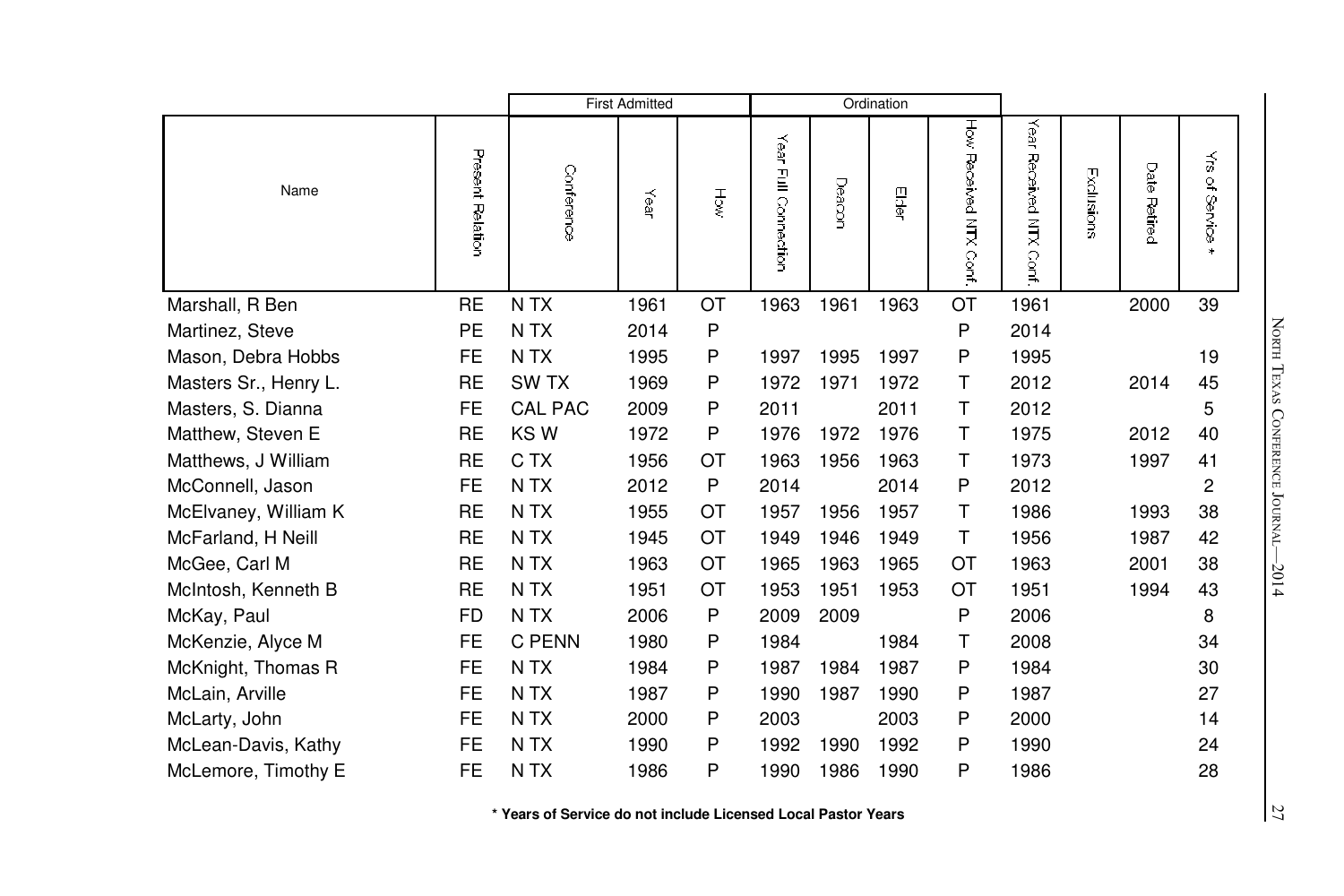| Name | Present Relation | First Admitted | | | Ordination | | | | | | | |
|---|---|---|---|---|---|---|---|---|---|---|---|---|
| | | Conference | Year | How | Year Full Connection | Deacon | Elder | How Received NTX Conf. | Year Received NTX Conf. | Exclusions | Date Retired | Yrs of Service * |
| Marshall, R Ben | RE | N TX | 1961 | OT | 1963 | 1961 | 1963 | OT | 1961 | | 2000 | 39 |
| Martinez, Steve | PE | N TX | 2014 | P | | | | P | 2014 | | | |
| Mason, Debra Hobbs | FE | N TX | 1995 | P | 1997 | 1995 | 1997 | P | 1995 | | | 19 |
| Masters Sr., Henry L. | RE | SW TX | 1969 | P | 1972 | 1971 | 1972 | T | 2012 | | 2014 | 45 |
| Masters, S. Dianna | FE | CAL PAC | 2009 | P | 2011 | | 2011 | T | 2012 | | | 5 |
| Matthew, Steven E | RE | KS W | 1972 | P | 1976 | 1972 | 1976 | T | 1975 | | 2012 | 40 |
| Matthews, J William | RE | C TX | 1956 | OT | 1963 | 1956 | 1963 | T | 1973 | | 1997 | 41 |
| McConnell, Jason | FE | N TX | 2012 | P | 2014 | | 2014 | P | 2012 | | | 2 |
| McElvaney, William K | RE | N TX | 1955 | OT | 1957 | 1956 | 1957 | T | 1986 | | 1993 | 38 |
| McFarland, H Neill | RE | N TX | 1945 | OT | 1949 | 1946 | 1949 | T | 1956 | | 1987 | 42 |
| McGee, Carl M | RE | N TX | 1963 | OT | 1965 | 1963 | 1965 | OT | 1963 | | 2001 | 38 |
| McIntosh, Kenneth B | RE | N TX | 1951 | OT | 1953 | 1951 | 1953 | OT | 1951 | | 1994 | 43 |
| McKay, Paul | FD | N TX | 2006 | P | 2009 | 2009 | | P | 2006 | | | 8 |
| McKenzie, Alyce M | FE | C PENN | 1980 | P | 1984 | | 1984 | T | 2008 | | | 34 |
| McKnight, Thomas R | FE | N TX | 1984 | P | 1987 | 1984 | 1987 | P | 1984 | | | 30 |
| McLain, Arville | FE | N TX | 1987 | P | 1990 | 1987 | 1990 | P | 1987 | | | 27 |
| McLarty, John | FE | N TX | 2000 | P | 2003 | | 2003 | P | 2000 | | | 14 |
| McLean-Davis, Kathy | FE | N TX | 1990 | P | 1992 | 1990 | 1992 | P | 1990 | | | 24 |
| McLemore, Timothy E | FE | N TX | 1986 | P | 1990 | 1986 | 1990 | P | 1986 | | | 28 |

**\* Years of Service do not include Licensed Local Pastor Years**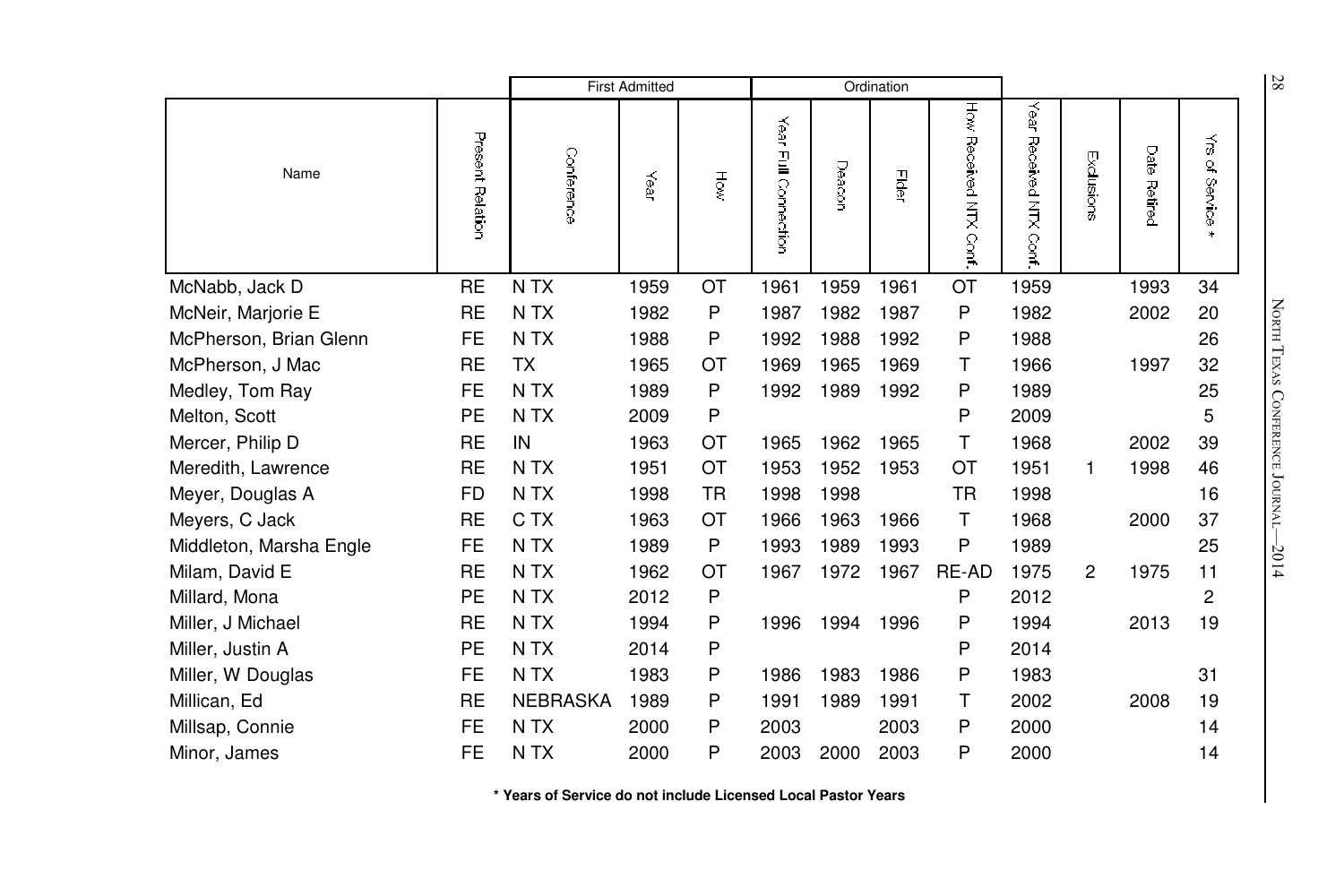| Name | Present Relation | First Admitted | | | Ordination | | | | | | | |
|---|---|---|---|---|---|---|---|---|---|---|---|---|
| | | Conference | Year | How | Year Full Connection | Deacon | Elder | How Received NTX Conf. | Year Received NTX Conf. | Exclusions | Date Retired | Yrs of Service * |
| McNabb, Jack D | RE | N TX | 1959 | OT | 1961 | 1959 | 1961 | OT | 1959 | | 1993 | 34 |
| McNeir, Marjorie E | RE | N TX | 1982 | P | 1987 | 1982 | 1987 | P | 1982 | | 2002 | 20 |
| McPherson, Brian Glenn | FE | N TX | 1988 | P | 1992 | 1988 | 1992 | P | 1988 | | | 26 |
| McPherson, J Mac | RE | TX | 1965 | OT | 1969 | 1965 | 1969 | T | 1966 | | 1997 | 32 |
| Medley, Tom Ray | FE | N TX | 1989 | P | 1992 | 1989 | 1992 | P | 1989 | | | 25 |
| Melton, Scott | PE | N TX | 2009 | P | | | | P | 2009 | | | 5 |
| Mercer, Philip D | RE | IN | 1963 | OT | 1965 | 1962 | 1965 | T | 1968 | | 2002 | 39 |
| Meredith, Lawrence | RE | N TX | 1951 | OT | 1953 | 1952 | 1953 | OT | 1951 | 1 | 1998 | 46 |
| Meyer, Douglas A | FD | N TX | 1998 | TR | 1998 | 1998 | | TR | 1998 | | | 16 |
| Meyers, C Jack | RE | C TX | 1963 | OT | 1966 | 1963 | 1966 | T | 1968 | | 2000 | 37 |
| Middleton, Marsha Engle | FE | N TX | 1989 | P | 1993 | 1989 | 1993 | P | 1989 | | | 25 |
| Milam, David E | RE | N TX | 1962 | OT | 1967 | 1972 | 1967 | RE-AD | 1975 | 2 | 1975 | 11 |
| Millard, Mona | PE | N TX | 2012 | P | | | | P | 2012 | | | 2 |
| Miller, J Michael | RE | N TX | 1994 | P | 1996 | 1994 | 1996 | P | 1994 | | 2013 | 19 |
| Miller, Justin A | PE | N TX | 2014 | P | | | | P | 2014 | | | |
| Miller, W Douglas | FE | N TX | 1983 | P | 1986 | 1983 | 1986 | P | 1983 | | | 31 |
| Millican, Ed | RE | NEBRASKA | 1989 | P | 1991 | 1989 | 1991 | T | 2002 | | 2008 | 19 |
| Millsap, Connie | FE | N TX | 2000 | P | 2003 | | 2003 | P | 2000 | | | 14 |
| Minor, James | FE | N TX | 2000 | P | 2003 | 2000 | 2003 | P | 2000 | | | 14 |

**\* Years of Service do not include Licensed Local Pastor Years**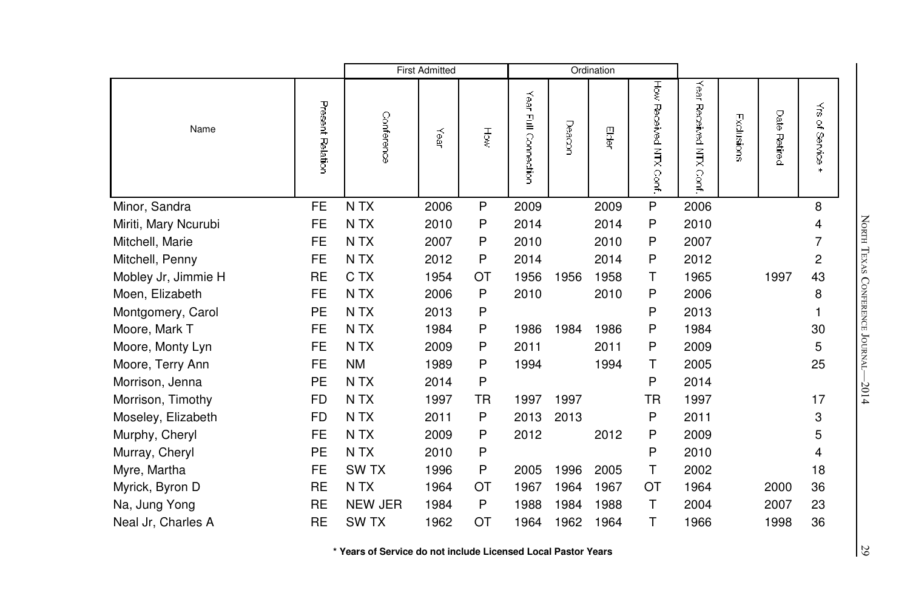| Name | Present Relation | First Admitted | | | Ordination | | | | | | | |
|---|---|---|---|---|---|---|---|---|---|---|---|---|
| | | Conference | Year | How | Year Full Connection | Deacon | Elder | How Received NTX Conf. | Year Received NTX Conf. | Exclusions | Date Retired | Yrs of Service * |
| Minor, Sandra | FE | N TX | 2006 | P | 2009 | | 2009 | P | 2006 | | | 8 |
| Miriti, Mary Ncurubi | FE | N TX | 2010 | P | 2014 | | 2014 | P | 2010 | | | 4 |
| Mitchell, Marie | FE | N TX | 2007 | P | 2010 | | 2010 | P | 2007 | | | 7 |
| Mitchell, Penny | FE | N TX | 2012 | P | 2014 | | 2014 | P | 2012 | | | 2 |
| Mobley Jr, Jimmie H | RE | C TX | 1954 | OT | 1956 | 1956 | 1958 | T | 1965 | | 1997 | 43 |
| Moen, Elizabeth | FE | N TX | 2006 | P | 2010 | | 2010 | P | 2006 | | | 8 |
| Montgomery, Carol | PE | N TX | 2013 | P | | | | P | 2013 | | | 1 |
| Moore, Mark T | FE | N TX | 1984 | P | 1986 | 1984 | 1986 | P | 1984 | | | 30 |
| Moore, Monty Lyn | FE | N TX | 2009 | P | 2011 | | 2011 | P | 2009 | | | 5 |
| Moore, Terry Ann | FE | NM | 1989 | P | 1994 | | 1994 | T | 2005 | | | 25 |
| Morrison, Jenna | PE | N TX | 2014 | P | | | | P | 2014 | | | |
| Morrison, Timothy | FD | N TX | 1997 | TR | 1997 | 1997 | | TR | 1997 | | | 17 |
| Moseley, Elizabeth | FD | N TX | 2011 | P | 2013 | 2013 | | P | 2011 | | | 3 |
| Murphy, Cheryl | FE | N TX | 2009 | P | 2012 | | 2012 | P | 2009 | | | 5 |
| Murray, Cheryl | PE | N TX | 2010 | P | | | | P | 2010 | | | 4 |
| Myre, Martha | FE | SW TX | 1996 | P | 2005 | 1996 | 2005 | T | 2002 | | | 18 |
| Myrick, Byron D | RE | N TX | 1964 | OT | 1967 | 1964 | 1967 | OT | 1964 | | 2000 | 36 |
| Na, Jung Yong | RE | NEW JER | 1984 | P | 1988 | 1984 | 1988 | T | 2004 | | 2007 | 23 |
| Neal Jr, Charles A | RE | SW TX | 1962 | OT | 1964 | 1962 | 1964 | T | 1966 | | 1998 | 36 |

**\* Years of Service do not include Licensed Local Pastor Years**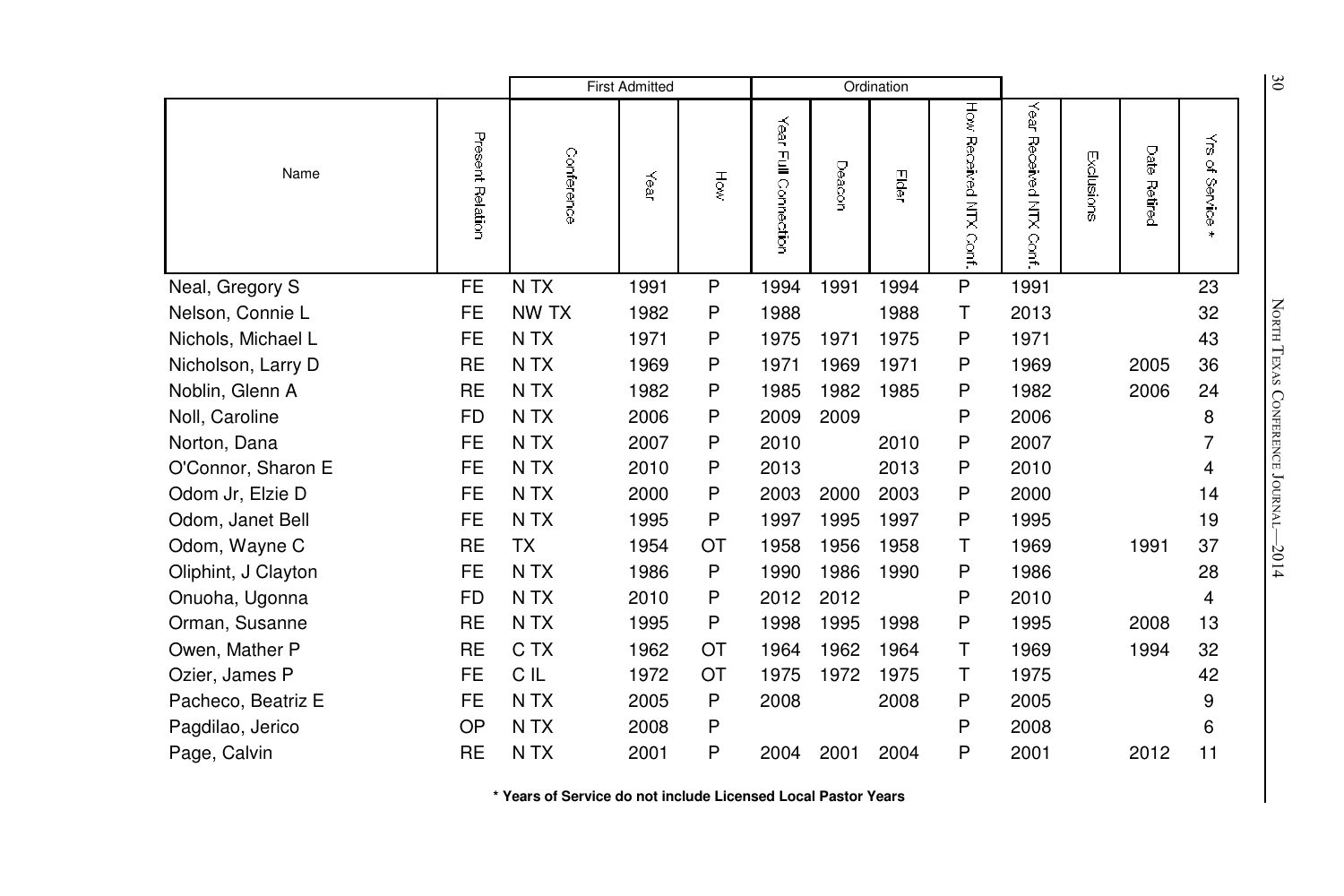| Name | Present Relation | First Admitted | | | Ordination | | | | | | | |
|---|---|---|---|---|---|---|---|---|---|---|---|---|
| | | Conference | Year | How | Year Full Connection | Deacon | Elder | How Received NTX Conf. | Year Received NTX Conf. | Exclusions | Date Retired | Yrs of Service * |
| Neal, Gregory S | FE | N TX | 1991 | P | 1994 | 1991 | 1994 | P | 1991 | | | 23 |
| Nelson, Connie L | FE | NW TX | 1982 | P | 1988 | | 1988 | T | 2013 | | | 32 |
| Nichols, Michael L | FE | N TX | 1971 | P | 1975 | 1971 | 1975 | P | 1971 | | | 43 |
| Nicholson, Larry D | RE | N TX | 1969 | P | 1971 | 1969 | 1971 | P | 1969 | | 2005 | 36 |
| Noblin, Glenn A | RE | N TX | 1982 | P | 1985 | 1982 | 1985 | P | 1982 | | 2006 | 24 |
| Noll, Caroline | FD | N TX | 2006 | P | 2009 | 2009 | | P | 2006 | | | 8 |
| Norton, Dana | FE | N TX | 2007 | P | 2010 | | 2010 | P | 2007 | | | 7 |
| O'Connor, Sharon E | FE | N TX | 2010 | P | 2013 | | 2013 | P | 2010 | | | 4 |
| Odom Jr, Elzie D | FE | N TX | 2000 | P | 2003 | 2000 | 2003 | P | 2000 | | | 14 |
| Odom, Janet Bell | FE | N TX | 1995 | P | 1997 | 1995 | 1997 | P | 1995 | | | 19 |
| Odom, Wayne C | RE | TX | 1954 | OT | 1958 | 1956 | 1958 | T | 1969 | | 1991 | 37 |
| Oliphint, J Clayton | FE | N TX | 1986 | P | 1990 | 1986 | 1990 | P | 1986 | | | 28 |
| Onuoha, Ugonna | FD | N TX | 2010 | P | 2012 | 2012 | | P | 2010 | | | 4 |
| Orman, Susanne | RE | N TX | 1995 | P | 1998 | 1995 | 1998 | P | 1995 | | 2008 | 13 |
| Owen, Mather P | RE | C TX | 1962 | OT | 1964 | 1962 | 1964 | T | 1969 | | 1994 | 32 |
| Ozier, James P | FE | C IL | 1972 | OT | 1975 | 1972 | 1975 | T | 1975 | | | 42 |
| Pacheco, Beatriz E | FE | N TX | 2005 | P | 2008 | | 2008 | P | 2005 | | | 9 |
| Pagdilao, Jerico | OP | N TX | 2008 | P | | | | P | 2008 | | | 6 |
| Page, Calvin | RE | N TX | 2001 | P | 2004 | 2001 | 2004 | P | 2001 | | 2012 | 11 |

**\* Years of Service do not include Licensed Local Pastor Years**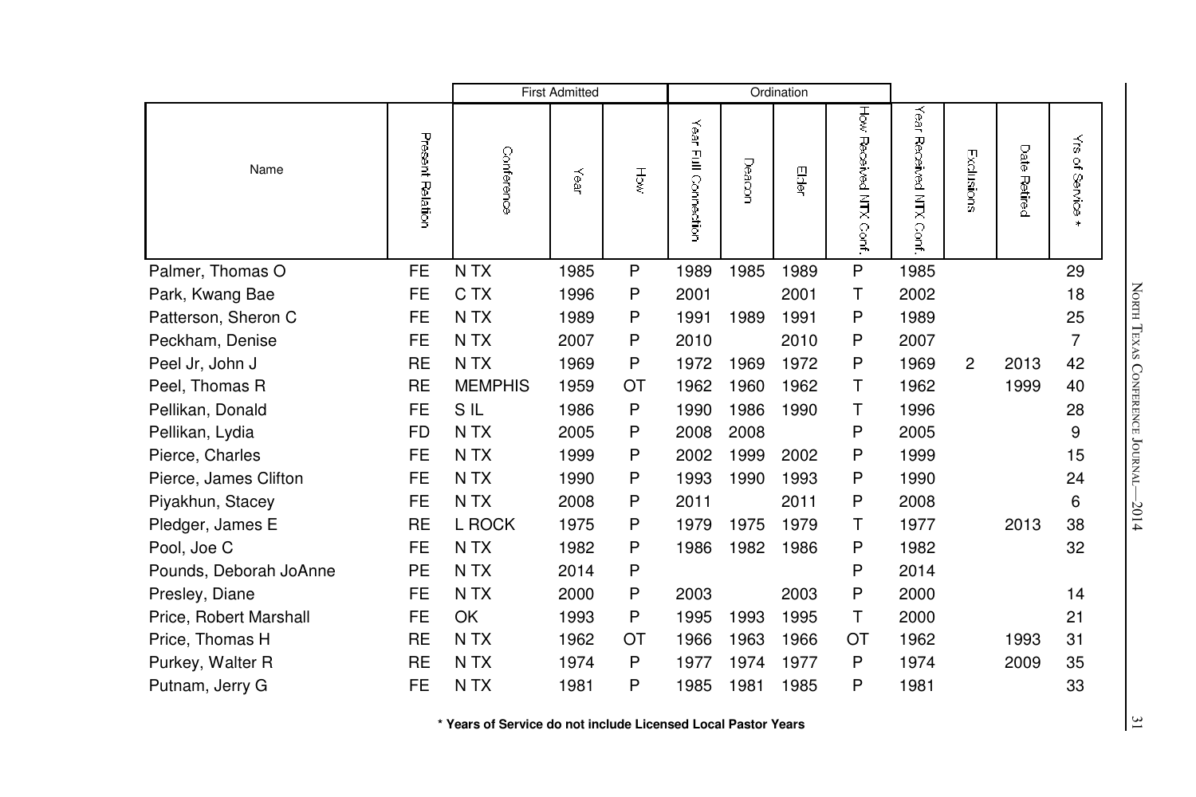| Name | Present Relation | First Admitted | | | Ordination | | | | | | | |
|---|---|---|---|---|---|---|---|---|---|---|---|---|
| | | Conference | Year | How | Year Full Connection | Deacon | Elder | How Received NTX Conf. | Year Received NTX Conf. | Exclusions | Date Retired | Yrs of Service * |
| Palmer, Thomas O | FE | N TX | 1985 | P | 1989 | 1985 | 1989 | P | 1985 | | | 29 |
| Park, Kwang Bae | FE | C TX | 1996 | P | 2001 | | 2001 | T | 2002 | | | 18 |
| Patterson, Sheron C | FE | N TX | 1989 | P | 1991 | 1989 | 1991 | P | 1989 | | | 25 |
| Peckham, Denise | FE | N TX | 2007 | P | 2010 | | 2010 | P | 2007 | | | 7 |
| Peel Jr, John J | RE | N TX | 1969 | P | 1972 | 1969 | 1972 | P | 1969 | 2 | 2013 | 42 |
| Peel, Thomas R | RE | MEMPHIS | 1959 | OT | 1962 | 1960 | 1962 | T | 1962 | | 1999 | 40 |
| Pellikan, Donald | FE | S IL | 1986 | P | 1990 | 1986 | 1990 | T | 1996 | | | 28 |
| Pellikan, Lydia | FD | N TX | 2005 | P | 2008 | 2008 | | P | 2005 | | | 9 |
| Pierce, Charles | FE | N TX | 1999 | P | 2002 | 1999 | 2002 | P | 1999 | | | 15 |
| Pierce, James Clifton | FE | N TX | 1990 | P | 1993 | 1990 | 1993 | P | 1990 | | | 24 |
| Piyakhun, Stacey | FE | N TX | 2008 | P | 2011 | | 2011 | P | 2008 | | | 6 |
| Pledger, James E | RE | L ROCK | 1975 | P | 1979 | 1975 | 1979 | T | 1977 | | 2013 | 38 |
| Pool, Joe C | FE | N TX | 1982 | P | 1986 | 1982 | 1986 | P | 1982 | | | 32 |
| Pounds, Deborah JoAnne | PE | N TX | 2014 | P | | | | P | 2014 | | | |
| Presley, Diane | FE | N TX | 2000 | P | 2003 | | 2003 | P | 2000 | | | 14 |
| Price, Robert Marshall | FE | OK | 1993 | P | 1995 | 1993 | 1995 | T | 2000 | | | 21 |
| Price, Thomas H | RE | N TX | 1962 | OT | 1966 | 1963 | 1966 | OT | 1962 | | 1993 | 31 |
| Purkey, Walter R | RE | N TX | 1974 | P | 1977 | 1974 | 1977 | P | 1974 | | 2009 | 35 |
| Putnam, Jerry G | FE | N TX | 1981 | P | 1985 | 1981 | 1985 | P | 1981 | | | 33 |

**\* Years of Service do not include Licensed Local Pastor Years**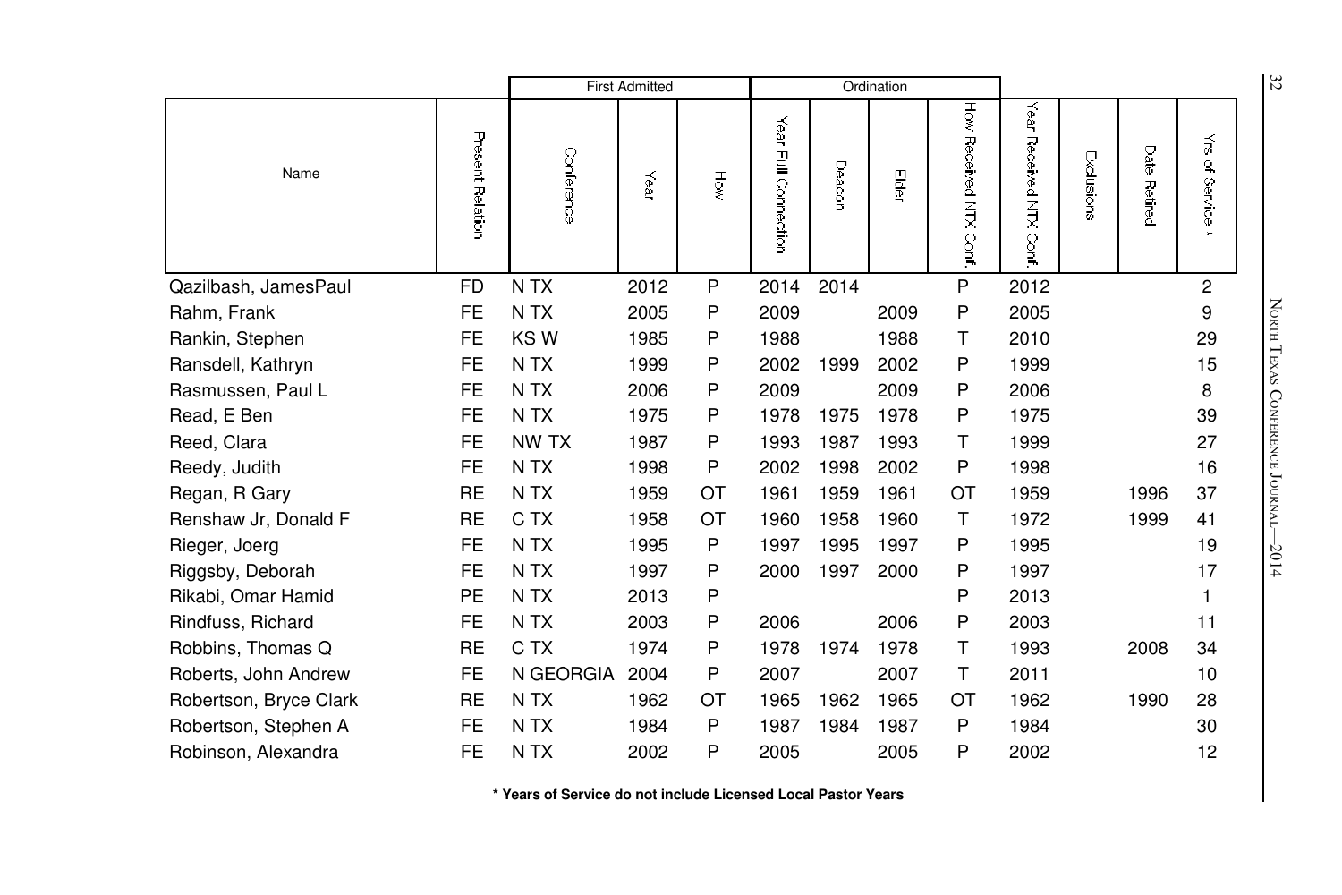| Name | Present Relation | First Admitted | | | Ordination | | | | | | | |
|---|---|---|---|---|---|---|---|---|---|---|---|---|
| | | Conference | Year | How | Year Full Connection | Deacon | Elder | How Received NTX Conf. | Year Received NTX Conf. | Exclusions | Date Retired | Yrs of Service * |
| Qazilbash, JamesPaul | FD | N TX | 2012 | P | 2014 | 2014 | | P | 2012 | | | 2 |
| Rahm, Frank | FE | N TX | 2005 | P | 2009 | | 2009 | P | 2005 | | | 9 |
| Rankin, Stephen | FE | KS W | 1985 | P | 1988 | | 1988 | T | 2010 | | | 29 |
| Ransdell, Kathryn | FE | N TX | 1999 | P | 2002 | 1999 | 2002 | P | 1999 | | | 15 |
| Rasmussen, Paul L | FE | N TX | 2006 | P | 2009 | | 2009 | P | 2006 | | | 8 |
| Read, E Ben | FE | N TX | 1975 | P | 1978 | 1975 | 1978 | P | 1975 | | | 39 |
| Reed, Clara | FE | NW TX | 1987 | P | 1993 | 1987 | 1993 | T | 1999 | | | 27 |
| Reedy, Judith | FE | N TX | 1998 | P | 2002 | 1998 | 2002 | P | 1998 | | | 16 |
| Regan, R Gary | RE | N TX | 1959 | OT | 1961 | 1959 | 1961 | OT | 1959 | | 1996 | 37 |
| Renshaw Jr, Donald F | RE | C TX | 1958 | OT | 1960 | 1958 | 1960 | T | 1972 | | 1999 | 41 |
| Rieger, Joerg | FE | N TX | 1995 | P | 1997 | 1995 | 1997 | P | 1995 | | | 19 |
| Riggsby, Deborah | FE | N TX | 1997 | P | 2000 | 1997 | 2000 | P | 1997 | | | 17 |
| Rikabi, Omar Hamid | PE | N TX | 2013 | P | | | | P | 2013 | | | 1 |
| Rindfuss, Richard | FE | N TX | 2003 | P | 2006 | | 2006 | P | 2003 | | | 11 |
| Robbins, Thomas Q | RE | C TX | 1974 | P | 1978 | 1974 | 1978 | T | 1993 | | 2008 | 34 |
| Roberts, John Andrew | FE | N GEORGIA | 2004 | P | 2007 | | 2007 | T | 2011 | | | 10 |
| Robertson, Bryce Clark | RE | N TX | 1962 | OT | 1965 | 1962 | 1965 | OT | 1962 | | 1990 | 28 |
| Robertson, Stephen A | FE | N TX | 1984 | P | 1987 | 1984 | 1987 | P | 1984 | | | 30 |
| Robinson, Alexandra | FE | N TX | 2002 | P | 2005 | | 2005 | P | 2002 | | | 12 |

**\* Years of Service do not include Licensed Local Pastor Years**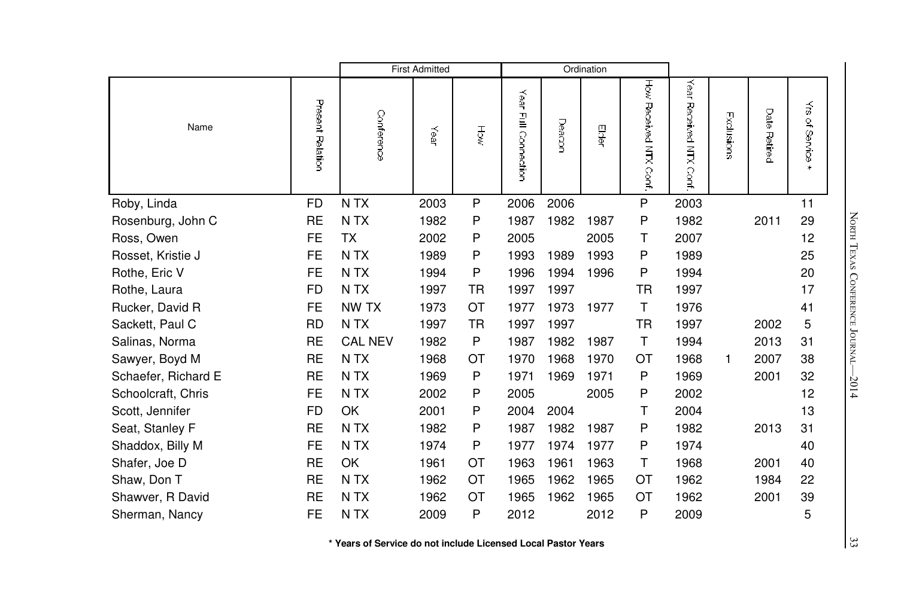| Name | Present Relation | First Admitted | | | Ordination | | | | | | | |
|---|---|---|---|---|---|---|---|---|---|---|---|---|
| | | Conference | Year | How | Year Full Connection | Deacon | Elder | How Received NTX Conf. | Year Received NTX Conf. | Exclusions | Date Retired | Yrs of Service * |
| Roby, Linda | FD | N TX | 2003 | P | 2006 | 2006 | | P | 2003 | | | 11 |
| Rosenburg, John C | RE | N TX | 1982 | P | 1987 | 1982 | 1987 | P | 1982 | | 2011 | 29 |
| Ross, Owen | FE | TX | 2002 | P | 2005 | | 2005 | T | 2007 | | | 12 |
| Rosset, Kristie J | FE | N TX | 1989 | P | 1993 | 1989 | 1993 | P | 1989 | | | 25 |
| Rothe, Eric V | FE | N TX | 1994 | P | 1996 | 1994 | 1996 | P | 1994 | | | 20 |
| Rothe, Laura | FD | N TX | 1997 | TR | 1997 | 1997 | | TR | 1997 | | | 17 |
| Rucker, David R | FE | NW TX | 1973 | OT | 1977 | 1973 | 1977 | T | 1976 | | | 41 |
| Sackett, Paul C | RD | N TX | 1997 | TR | 1997 | 1997 | | TR | 1997 | | 2002 | 5 |
| Salinas, Norma | RE | CAL NEV | 1982 | P | 1987 | 1982 | 1987 | T | 1994 | | 2013 | 31 |
| Sawyer, Boyd M | RE | N TX | 1968 | OT | 1970 | 1968 | 1970 | OT | 1968 | 1 | 2007 | 38 |
| Schaefer, Richard E | RE | N TX | 1969 | P | 1971 | 1969 | 1971 | P | 1969 | | 2001 | 32 |
| Schoolcraft, Chris | FE | N TX | 2002 | P | 2005 | | 2005 | P | 2002 | | | 12 |
| Scott, Jennifer | FD | OK | 2001 | P | 2004 | 2004 | | T | 2004 | | | 13 |
| Seat, Stanley F | RE | N TX | 1982 | P | 1987 | 1982 | 1987 | P | 1982 | | 2013 | 31 |
| Shaddox, Billy M | FE | N TX | 1974 | P | 1977 | 1974 | 1977 | P | 1974 | | | 40 |
| Shafer, Joe D | RE | OK | 1961 | OT | 1963 | 1961 | 1963 | T | 1968 | | 2001 | 40 |
| Shaw, Don T | RE | N TX | 1962 | OT | 1965 | 1962 | 1965 | OT | 1962 | | 1984 | 22 |
| Shawver, R David | RE | N TX | 1962 | OT | 1965 | 1962 | 1965 | OT | 1962 | | 2001 | 39 |
| Sherman, Nancy | FE | N TX | 2009 | P | 2012 | | 2012 | P | 2009 | | | 5 |

**\* Years of Service do not include Licensed Local Pastor Years**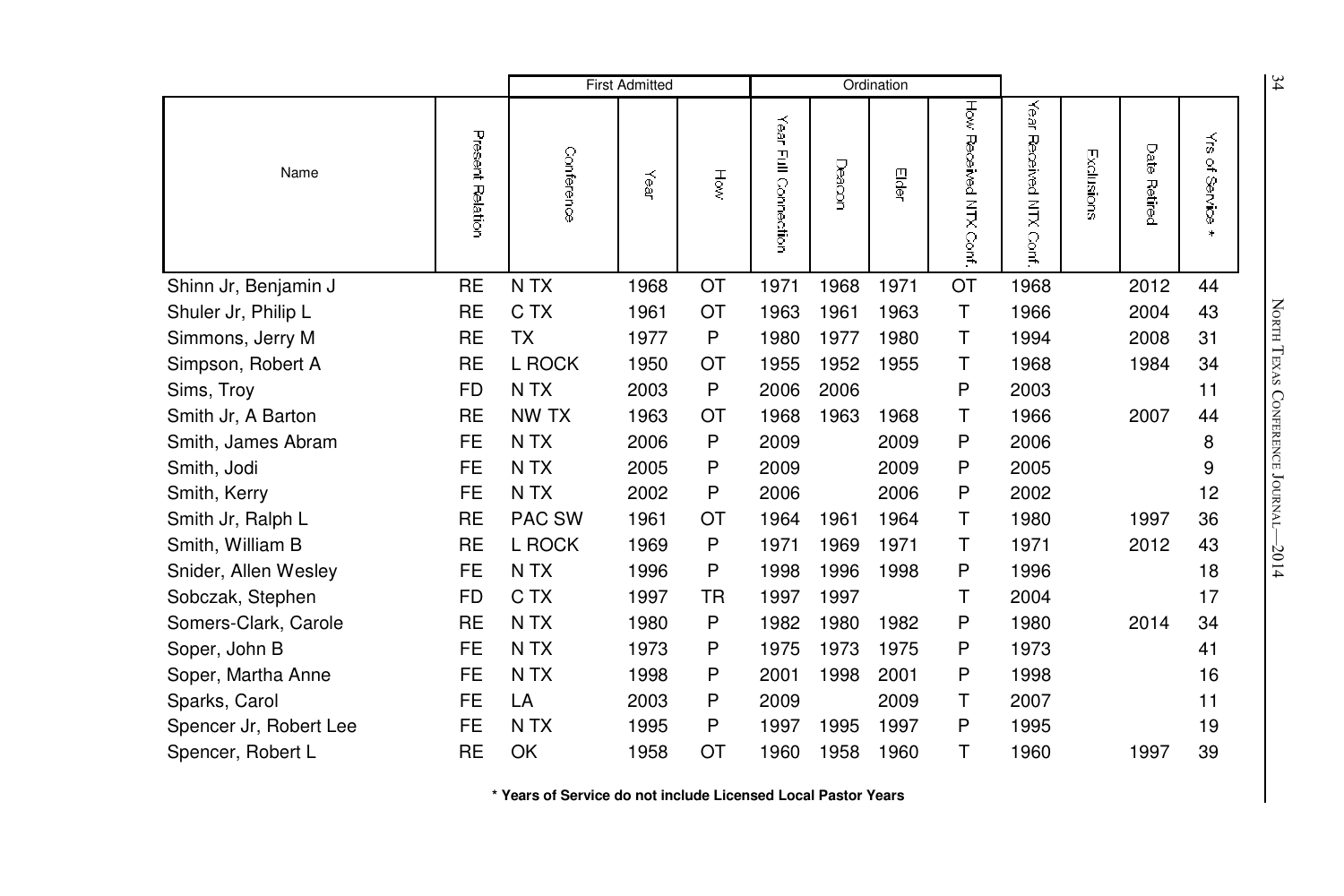| Name | Present Relation | First Admitted | | | Ordination | | | | Year Received NTX Conf. | Exclusions | Date Retired | Yrs of Service * |
|---|---|---|---|---|---|---|---|---|---|---|---|---|
| | | Conference | Year | How | Year Full Connection | Deacon | Elder | How Received NTX Conf. | | | | |
| Shinn Jr, Benjamin J | RE | N TX | 1968 | OT | 1971 | 1968 | 1971 | OT | 1968 | | 2012 | 44 |
| Shuler Jr, Philip L | RE | C TX | 1961 | OT | 1963 | 1961 | 1963 | T | 1966 | | 2004 | 43 |
| Simmons, Jerry M | RE | TX | 1977 | P | 1980 | 1977 | 1980 | T | 1994 | | 2008 | 31 |
| Simpson, Robert A | RE | L ROCK | 1950 | OT | 1955 | 1952 | 1955 | T | 1968 | | 1984 | 34 |
| Sims, Troy | FD | N TX | 2003 | P | 2006 | 2006 | | P | 2003 | | | 11 |
| Smith Jr, A Barton | RE | NW TX | 1963 | OT | 1968 | 1963 | 1968 | T | 1966 | | 2007 | 44 |
| Smith, James Abram | FE | N TX | 2006 | P | 2009 | | 2009 | P | 2006 | | | 8 |
| Smith, Jodi | FE | N TX | 2005 | P | 2009 | | 2009 | P | 2005 | | | 9 |
| Smith, Kerry | FE | N TX | 2002 | P | 2006 | | 2006 | P | 2002 | | | 12 |
| Smith Jr, Ralph L | RE | PAC SW | 1961 | OT | 1964 | 1961 | 1964 | T | 1980 | | 1997 | 36 |
| Smith, William B | RE | L ROCK | 1969 | P | 1971 | 1969 | 1971 | T | 1971 | | 2012 | 43 |
| Snider, Allen Wesley | FE | N TX | 1996 | P | 1998 | 1996 | 1998 | P | 1996 | | | 18 |
| Sobczak, Stephen | FD | C TX | 1997 | TR | 1997 | 1997 | | T | 2004 | | | 17 |
| Somers-Clark, Carole | RE | N TX | 1980 | P | 1982 | 1980 | 1982 | P | 1980 | | 2014 | 34 |
| Soper, John B | FE | N TX | 1973 | P | 1975 | 1973 | 1975 | P | 1973 | | | 41 |
| Soper, Martha Anne | FE | N TX | 1998 | P | 2001 | 1998 | 2001 | P | 1998 | | | 16 |
| Sparks, Carol | FE | LA | 2003 | P | 2009 | | 2009 | T | 2007 | | | 11 |
| Spencer Jr, Robert Lee | FE | N TX | 1995 | P | 1997 | 1995 | 1997 | P | 1995 | | | 19 |
| Spencer, Robert L | RE | OK | 1958 | OT | 1960 | 1958 | 1960 | T | 1960 | | 1997 | 39 |

**\* Years of Service do not include Licensed Local Pastor Years**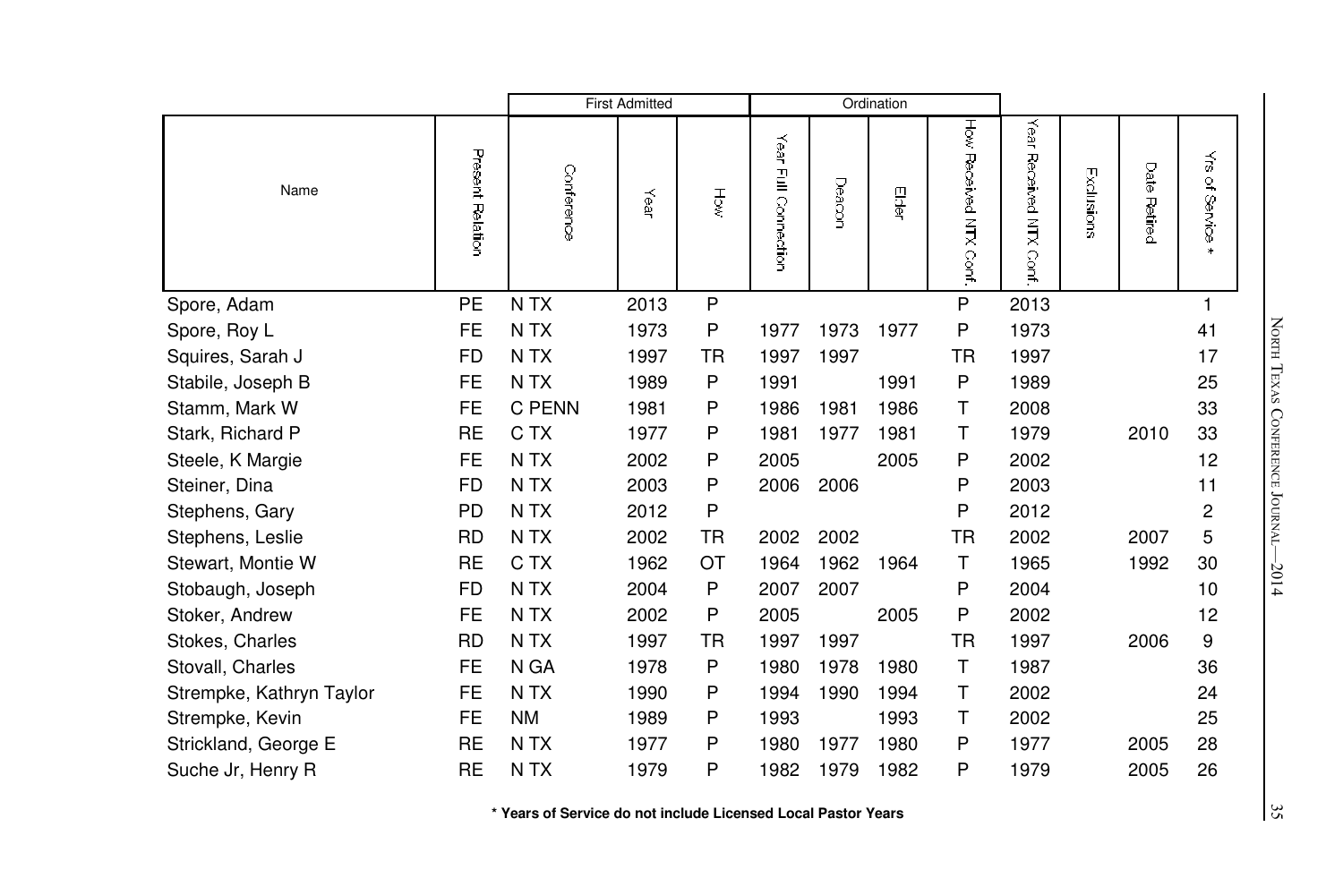| | | First Admitted | | | Ordination | | | | | | | |
|---|---|---|---|---|---|---|---|---|---|---|---|---|
| Name | Present Relation | Conference | Year | How | Year Full Connection | Deacon | Elder | How Received NTX Conf. | Year Received NTX Conf. | Exclusions | Date Retired | Yrs of Service * |
| Spore, Adam | PE | N TX | 2013 | P | | | | P | 2013 | | | 1 |
| Spore, Roy L | FE | N TX | 1973 | P | 1977 | 1973 | 1977 | P | 1973 | | | 41 |
| Squires, Sarah J | FD | N TX | 1997 | TR | 1997 | 1997 | | TR | 1997 | | | 17 |
| Stabile, Joseph B | FE | N TX | 1989 | P | 1991 | | 1991 | P | 1989 | | | 25 |
| Stamm, Mark W | FE | C PENN | 1981 | P | 1986 | 1981 | 1986 | T | 2008 | | | 33 |
| Stark, Richard P | RE | C TX | 1977 | P | 1981 | 1977 | 1981 | T | 1979 | | 2010 | 33 |
| Steele, K Margie | FE | N TX | 2002 | P | 2005 | | 2005 | P | 2002 | | | 12 |
| Steiner, Dina | FD | N TX | 2003 | P | 2006 | 2006 | | P | 2003 | | | 11 |
| Stephens, Gary | PD | N TX | 2012 | P | | | | P | 2012 | | | 2 |
| Stephens, Leslie | RD | N TX | 2002 | TR | 2002 | 2002 | | TR | 2002 | | 2007 | 5 |
| Stewart, Montie W | RE | C TX | 1962 | OT | 1964 | 1962 | 1964 | T | 1965 | | 1992 | 30 |
| Stobaugh, Joseph | FD | N TX | 2004 | P | 2007 | 2007 | | P | 2004 | | | 10 |
| Stoker, Andrew | FE | N TX | 2002 | P | 2005 | | 2005 | P | 2002 | | | 12 |
| Stokes, Charles | RD | N TX | 1997 | TR | 1997 | 1997 | | TR | 1997 | | 2006 | 9 |
| Stovall, Charles | FE | N GA | 1978 | P | 1980 | 1978 | 1980 | T | 1987 | | | 36 |
| Strempke, Kathryn Taylor | FE | N TX | 1990 | P | 1994 | 1990 | 1994 | T | 2002 | | | 24 |
| Strempke, Kevin | FE | NM | 1989 | P | 1993 | | 1993 | T | 2002 | | | 25 |
| Strickland, George E | RE | N TX | 1977 | P | 1980 | 1977 | 1980 | P | 1977 | | 2005 | 28 |
| Suche Jr, Henry R | RE | N TX | 1979 | P | 1982 | 1979 | 1982 | P | 1979 | | 2005 | 26 |

**\* Years of Service do not include Licensed Local Pastor Years**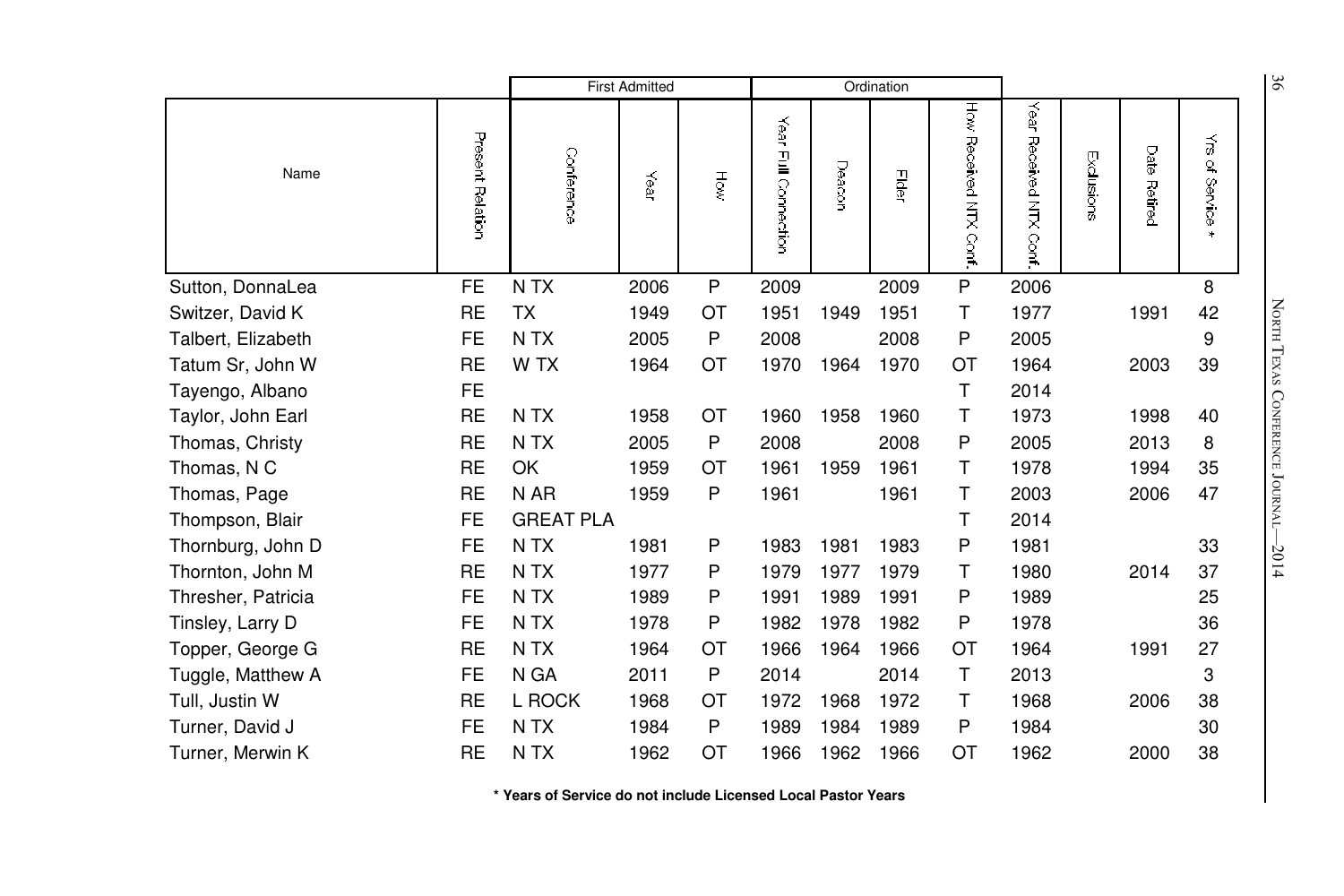| Name | Present Relation | First Admitted | | | Ordination | | | | | | | |
|---|---|---|---|---|---|---|---|---|---|---|---|---|
| | | Conference | Year | How | Year Full Connection | Deacon | Elder | How Received NTX Conf. | Year Received NTX Conf. | Exclusions | Date Retired | Yrs of Service * |
| Sutton, DonnaLea | FE | N TX | 2006 | P | 2009 | | 2009 | P | 2006 | | | 8 |
| Switzer, David K | RE | TX | 1949 | OT | 1951 | 1949 | 1951 | T | 1977 | | 1991 | 42 |
| Talbert, Elizabeth | FE | N TX | 2005 | P | 2008 | | 2008 | P | 2005 | | | 9 |
| Tatum Sr, John W | RE | W TX | 1964 | OT | 1970 | 1964 | 1970 | OT | 1964 | | 2003 | 39 |
| Tayengo, Albano | FE | | | | | | | T | 2014 | | | |
| Taylor, John Earl | RE | N TX | 1958 | OT | 1960 | 1958 | 1960 | T | 1973 | | 1998 | 40 |
| Thomas, Christy | RE | N TX | 2005 | P | 2008 | | 2008 | P | 2005 | | 2013 | 8 |
| Thomas, N C | RE | OK | 1959 | OT | 1961 | 1959 | 1961 | T | 1978 | | 1994 | 35 |
| Thomas, Page | RE | N AR | 1959 | P | 1961 | | 1961 | T | 2003 | | 2006 | 47 |
| Thompson, Blair | FE | GREAT PLA | | | | | | T | 2014 | | | |
| Thornburg, John D | FE | N TX | 1981 | P | 1983 | 1981 | 1983 | P | 1981 | | | 33 |
| Thornton, John M | RE | N TX | 1977 | P | 1979 | 1977 | 1979 | T | 1980 | | 2014 | 37 |
| Thresher, Patricia | FE | N TX | 1989 | P | 1991 | 1989 | 1991 | P | 1989 | | | 25 |
| Tinsley, Larry D | FE | N TX | 1978 | P | 1982 | 1978 | 1982 | P | 1978 | | | 36 |
| Topper, George G | RE | N TX | 1964 | OT | 1966 | 1964 | 1966 | OT | 1964 | | 1991 | 27 |
| Tuggle, Matthew A | FE | N GA | 2011 | P | 2014 | | 2014 | T | 2013 | | | 3 |
| Tull, Justin W | RE | L ROCK | 1968 | OT | 1972 | 1968 | 1972 | T | 1968 | | 2006 | 38 |
| Turner, David J | FE | N TX | 1984 | P | 1989 | 1984 | 1989 | P | 1984 | | | 30 |
| Turner, Merwin K | RE | N TX | 1962 | OT | 1966 | 1962 | 1966 | OT | 1962 | | 2000 | 38 |

**\* Years of Service do not include Licensed Local Pastor Years**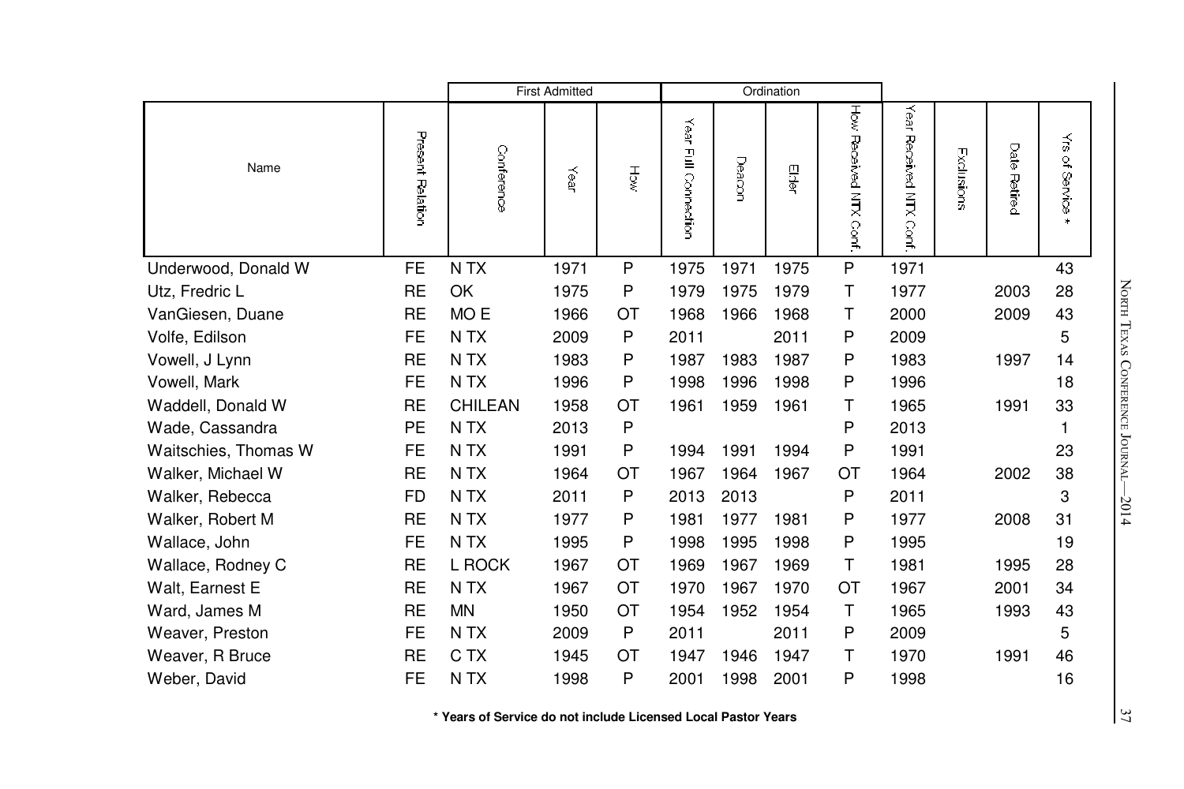| Name | Present Relation | First Admitted | | | Ordination | | | | | | | |
|---|---|---|---|---|---|---|---|---|---|---|---|---|
| | | Conference | Year | How | Year Full Connection | Deacon | Elder | How Received NTX Conf. | Year Received NTX Conf. | Exclusions | Date Retired | Yrs of Service * |
| Underwood, Donald W | FE | N TX | 1971 | P | 1975 | 1971 | 1975 | P | 1971 | | | 43 |
| Utz, Fredric L | RE | OK | 1975 | P | 1979 | 1975 | 1979 | T | 1977 | | 2003 | 28 |
| VanGiesen, Duane | RE | MO E | 1966 | OT | 1968 | 1966 | 1968 | T | 2000 | | 2009 | 43 |
| Volfe, Edilson | FE | N TX | 2009 | P | 2011 | | 2011 | P | 2009 | | | 5 |
| Vowell, J Lynn | RE | N TX | 1983 | P | 1987 | 1983 | 1987 | P | 1983 | | 1997 | 14 |
| Vowell, Mark | FE | N TX | 1996 | P | 1998 | 1996 | 1998 | P | 1996 | | | 18 |
| Waddell, Donald W | RE | CHILEAN | 1958 | OT | 1961 | 1959 | 1961 | T | 1965 | | 1991 | 33 |
| Wade, Cassandra | PE | N TX | 2013 | P | | | | P | 2013 | | | 1 |
| Waitschies, Thomas W | FE | N TX | 1991 | P | 1994 | 1991 | 1994 | P | 1991 | | | 23 |
| Walker, Michael W | RE | N TX | 1964 | OT | 1967 | 1964 | 1967 | OT | 1964 | | 2002 | 38 |
| Walker, Rebecca | FD | N TX | 2011 | P | 2013 | 2013 | | P | 2011 | | | 3 |
| Walker, Robert M | RE | N TX | 1977 | P | 1981 | 1977 | 1981 | P | 1977 | | 2008 | 31 |
| Wallace, John | FE | N TX | 1995 | P | 1998 | 1995 | 1998 | P | 1995 | | | 19 |
| Wallace, Rodney C | RE | L ROCK | 1967 | OT | 1969 | 1967 | 1969 | T | 1981 | | 1995 | 28 |
| Walt, Earnest E | RE | N TX | 1967 | OT | 1970 | 1967 | 1970 | OT | 1967 | | 2001 | 34 |
| Ward, James M | RE | MN | 1950 | OT | 1954 | 1952 | 1954 | T | 1965 | | 1993 | 43 |
| Weaver, Preston | FE | N TX | 2009 | P | 2011 | | 2011 | P | 2009 | | | 5 |
| Weaver, R Bruce | RE | C TX | 1945 | OT | 1947 | 1946 | 1947 | T | 1970 | | 1991 | 46 |
| Weber, David | FE | N TX | 1998 | P | 2001 | 1998 | 2001 | P | 1998 | | | 16 |

**\* Years of Service do not include Licensed Local Pastor Years**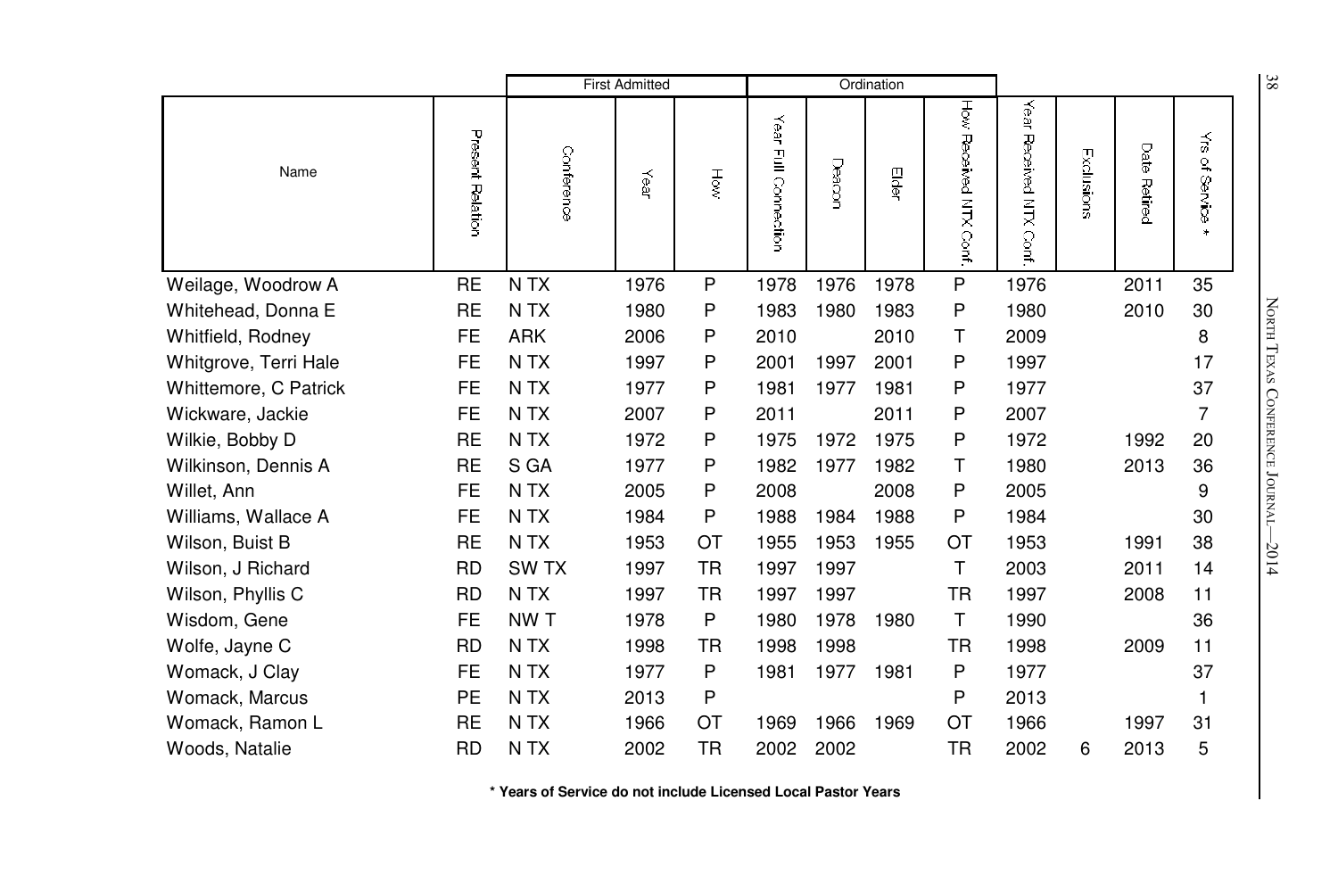| Name | Present Relation | First Admitted | | | Ordination | | | | | | | |
|---|---|---|---|---|---|---|---|---|---|---|---|---|
| | | Conference | Year | How | Year Full Connection | Deacon | Elder | How Received NTX Conf. | Year Received NTX Conf. | Exclusions | Date Retired | Yrs of Service * |
| Weilage, Woodrow A | RE | N TX | 1976 | P | 1978 | 1976 | 1978 | P | 1976 | | 2011 | 35 |
| Whitehead, Donna E | RE | N TX | 1980 | P | 1983 | 1980 | 1983 | P | 1980 | | 2010 | 30 |
| Whitfield, Rodney | FE | ARK | 2006 | P | 2010 | | 2010 | T | 2009 | | | 8 |
| Whitgrove, Terri Hale | FE | N TX | 1997 | P | 2001 | 1997 | 2001 | P | 1997 | | | 17 |
| Whittemore, C Patrick | FE | N TX | 1977 | P | 1981 | 1977 | 1981 | P | 1977 | | | 37 |
| Wickware, Jackie | FE | N TX | 2007 | P | 2011 | | 2011 | P | 2007 | | | 7 |
| Wilkie, Bobby D | RE | N TX | 1972 | P | 1975 | 1972 | 1975 | P | 1972 | | 1992 | 20 |
| Wilkinson, Dennis A | RE | S GA | 1977 | P | 1982 | 1977 | 1982 | T | 1980 | | 2013 | 36 |
| Willet, Ann | FE | N TX | 2005 | P | 2008 | | 2008 | P | 2005 | | | 9 |
| Williams, Wallace A | FE | N TX | 1984 | P | 1988 | 1984 | 1988 | P | 1984 | | | 30 |
| Wilson, Buist B | RE | N TX | 1953 | OT | 1955 | 1953 | 1955 | OT | 1953 | | 1991 | 38 |
| Wilson, J Richard | RD | SW TX | 1997 | TR | 1997 | 1997 | | T | 2003 | | 2011 | 14 |
| Wilson, Phyllis C | RD | N TX | 1997 | TR | 1997 | 1997 | | TR | 1997 | | 2008 | 11 |
| Wisdom, Gene | FE | NW T | 1978 | P | 1980 | 1978 | 1980 | T | 1990 | | | 36 |
| Wolfe, Jayne C | RD | N TX | 1998 | TR | 1998 | 1998 | | TR | 1998 | | 2009 | 11 |
| Womack, J Clay | FE | N TX | 1977 | P | 1981 | 1977 | 1981 | P | 1977 | | | 37 |
| Womack, Marcus | PE | N TX | 2013 | P | | | | P | 2013 | | | 1 |
| Womack, Ramon L | RE | N TX | 1966 | OT | 1969 | 1966 | 1969 | OT | 1966 | | 1997 | 31 |
| Woods, Natalie | RD | N TX | 2002 | TR | 2002 | 2002 | | TR | 2002 | 6 | 2013 | 5 |

**\* Years of Service do not include Licensed Local Pastor Years**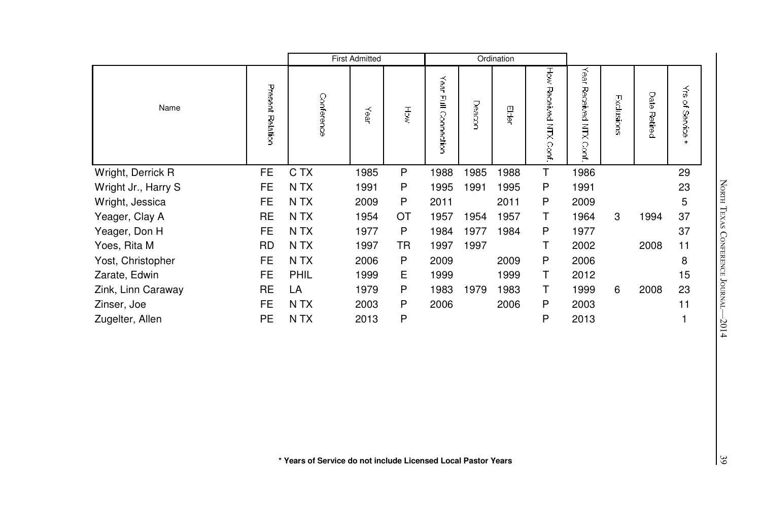| | | First Admitted | | | Ordination | | | | | | | |
|---|---|---|---|---|---|---|---|---|---|---|---|---|
| Name | Present Relation | Conference | Year | How | Year Full Connection | Deacon | Elder | How Received NTX Conf. | Year Received NTX Conf. | Exclusions | Date Retired | Yrs of Service * |
| Wright, Derrick R | FE | C TX | 1985 | P | 1988 | 1985 | 1988 | T | 1986 | | | 29 |
| Wright Jr., Harry S | FE | N TX | 1991 | P | 1995 | 1991 | 1995 | P | 1991 | | | 23 |
| Wright, Jessica | FE | N TX | 2009 | P | 2011 | | 2011 | P | 2009 | | | 5 |
| Yeager, Clay A | RE | N TX | 1954 | OT | 1957 | 1954 | 1957 | T | 1964 | 3 | 1994 | 37 |
| Yeager, Don H | FE | N TX | 1977 | P | 1984 | 1977 | 1984 | P | 1977 | | | 37 |
| Yoes, Rita M | RD | N TX | 1997 | TR | 1997 | 1997 | | T | 2002 | | 2008 | 11 |
| Yost, Christopher | FE | N TX | 2006 | P | 2009 | | 2009 | P | 2006 | | | 8 |
| Zarate, Edwin | FE | PHIL | 1999 | E | 1999 | | 1999 | T | 2012 | | | 15 |
| Zink, Linn Caraway | RE | LA | 1979 | P | 1983 | 1979 | 1983 | T | 1999 | 6 | 2008 | 23 |
| Zinser, Joe | FE | N TX | 2003 | P | 2006 | | 2006 | P | 2003 | | | 11 |
| Zugelter, Allen | PE | N TX | 2013 | P | | | | P | 2013 | | | 1 |

**\* Years of Service do not include Licensed Local Pastor Years**